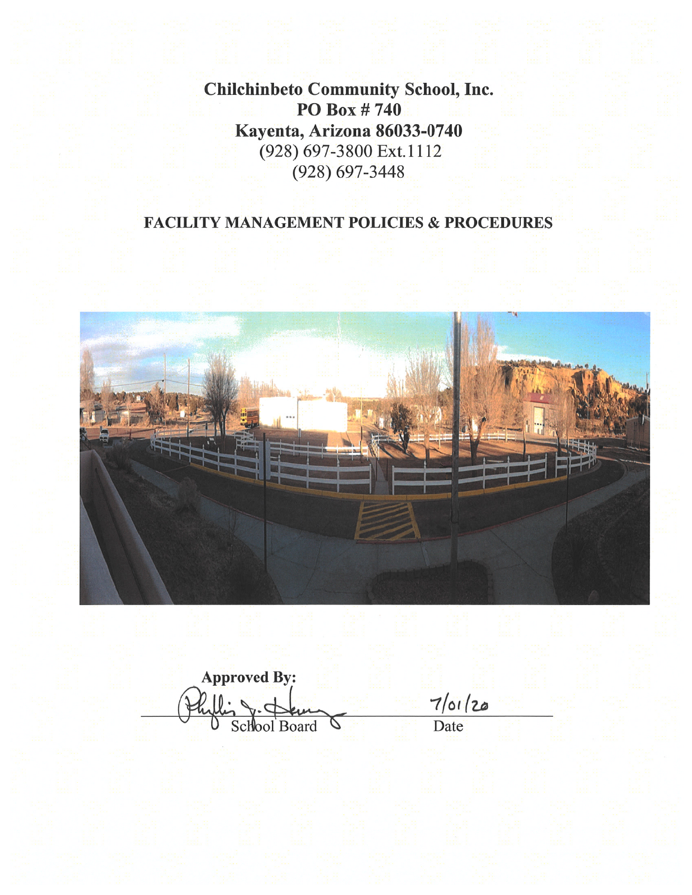# Chilchinbeto Community School, Inc.

**PO Box # 740**
**Kayenta, Arizona 86033-0740**
(928) 697-3800 Ext.1112
(928) 697-3448

## FACILITY MANAGEMENT POLICIES & PROCEDURES

**Approved By:**

School Board — Date: 7/01/20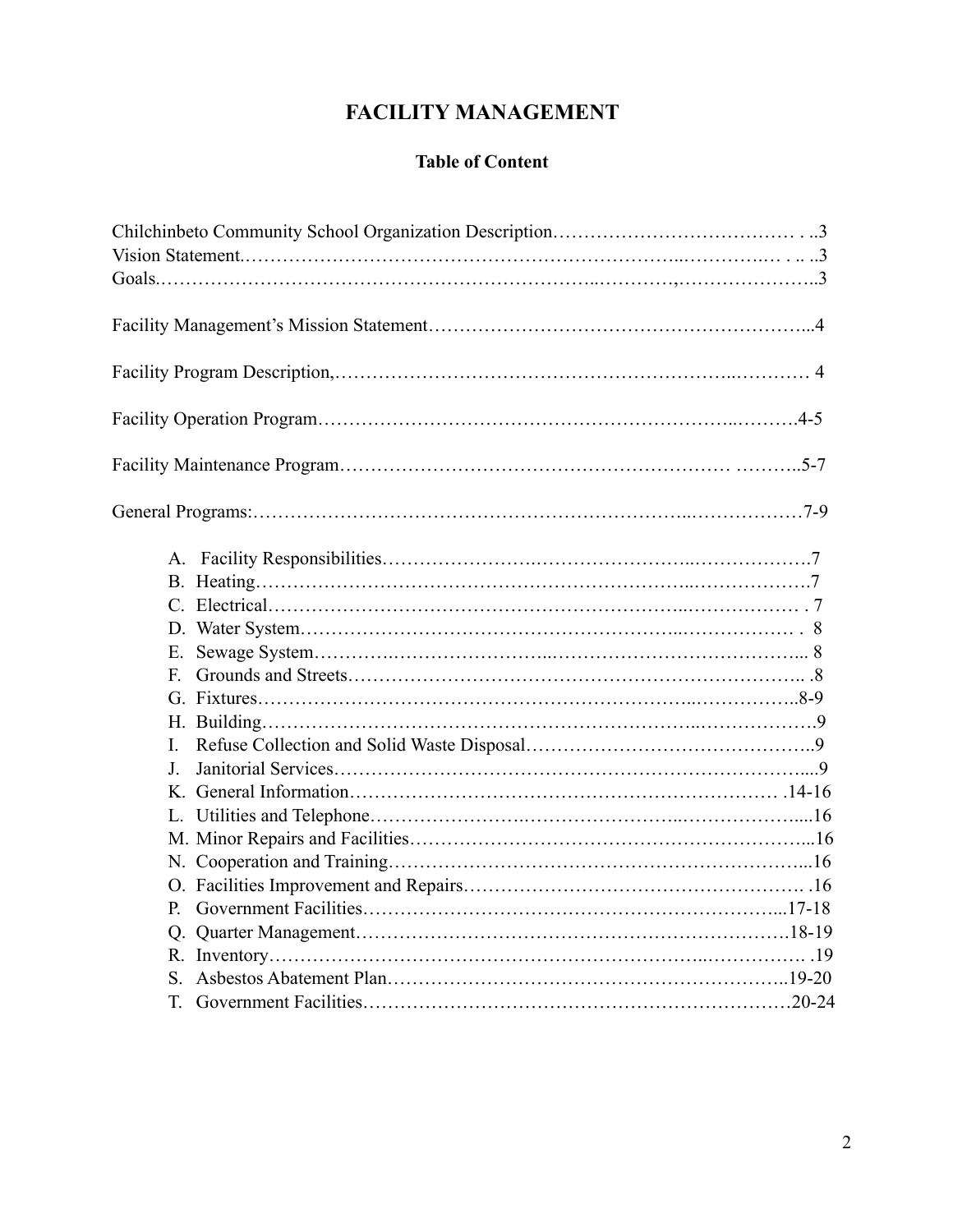# FACILITY MANAGEMENT

## Table of Content

Chilchinbeto Community School Organization Description………………………………… . ..3
Vision Statement.……………………………………………………………..…………… . .. ..3
Goals.……………………………………………………………...…………,…………………..3

Facility Management's Mission Statement…………………………………………………...4

Facility Program Description,………………………………………………………..………… 4

Facility Operation Program……………………………………………………..……….4-5

Facility Maintenance Program…………………………………………………… ………..5-7

General Programs:…………………………………………………………..………………7-9

A. Facility Responsibilities……………………………………………..……………….7
B. Heating………………………………………………………………..……………….7
C. Electrical……………………………………………………………..………………. 7
D. Water System…………………………………………………..……………… . 8
E. Sewage System………….……………………..………………………………... 8
F. Grounds and Streets…………………………………………………………….. .8
G. Fixtures………………………………………………………..……………..8-9
H. Building…………………………………………………………..……………….9
I. Refuse Collection and Solid Waste Disposal……………………………………..9
J. Janitorial Services………………………………………………………………....9
K. General Information………………………………………………………… .14-16
L. Utilities and Telephone…………………………………………………………....16
M. Minor Repairs and Facilities……………………………………………………...16
N. Cooperation and Training………………………………………………………...16
O. Facilities Improvement and Repairs…………………………………………… .16
P. Government Facilities……………………………………………………...17-18
Q. Quarter Management…………………………………………………………18-19
R. Inventory………………………………………………………..……………. .19
S. Asbestos Abatement Plan……………………………………………………..19-20
T. Government Facilities…………………………………………………………20-24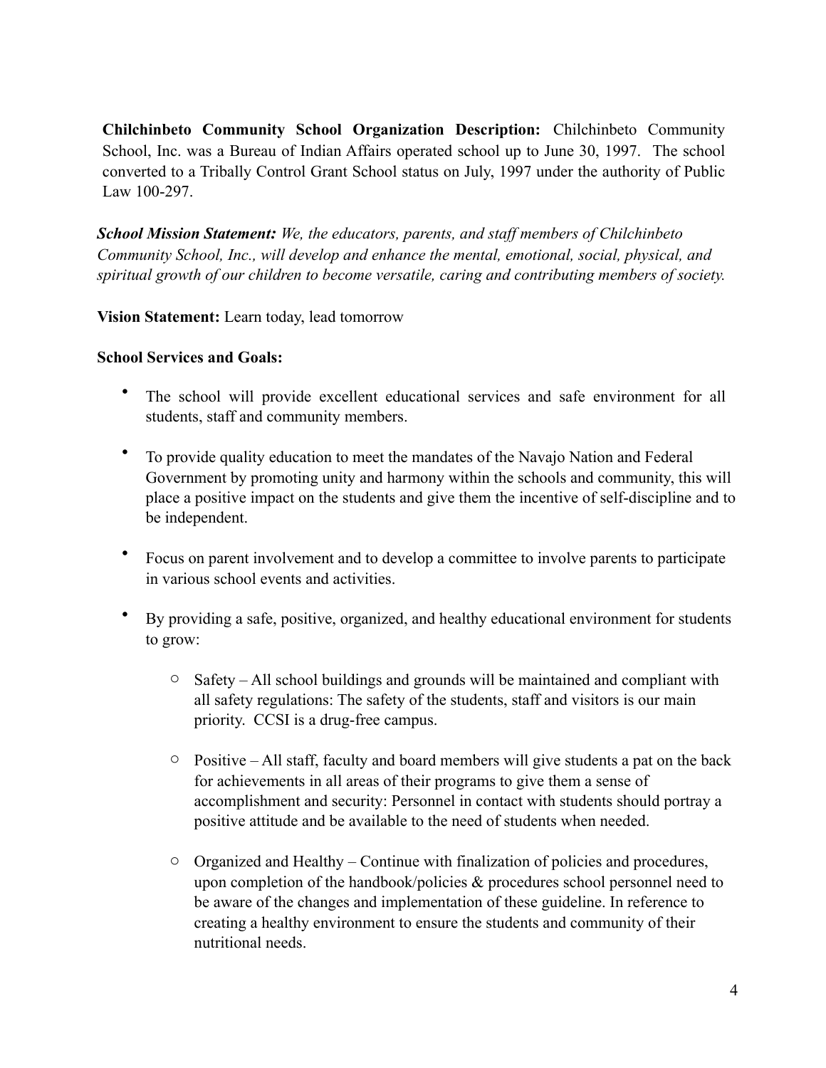**Chilchinbeto Community School Organization Description:** Chilchinbeto Community School, Inc. was a Bureau of Indian Affairs operated school up to June 30, 1997. The school converted to a Tribally Control Grant School status on July, 1997 under the authority of Public Law 100-297.

***School Mission Statement:*** *We, the educators, parents, and staff members of Chilchinbeto Community School, Inc., will develop and enhance the mental, emotional, social, physical, and spiritual growth of our children to become versatile, caring and contributing members of society.*

**Vision Statement:** Learn today, lead tomorrow

**School Services and Goals:**

- The school will provide excellent educational services and safe environment for all students, staff and community members.
- To provide quality education to meet the mandates of the Navajo Nation and Federal Government by promoting unity and harmony within the schools and community, this will place a positive impact on the students and give them the incentive of self-discipline and to be independent.
- Focus on parent involvement and to develop a committee to involve parents to participate in various school events and activities.
- By providing a safe, positive, organized, and healthy educational environment for students to grow:
    - Safety – All school buildings and grounds will be maintained and compliant with all safety regulations: The safety of the students, staff and visitors is our main priority. CCSI is a drug-free campus.
    - Positive – All staff, faculty and board members will give students a pat on the back for achievements in all areas of their programs to give them a sense of accomplishment and security: Personnel in contact with students should portray a positive attitude and be available to the need of students when needed.
    - Organized and Healthy – Continue with finalization of policies and procedures, upon completion of the handbook/policies & procedures school personnel need to be aware of the changes and implementation of these guideline. In reference to creating a healthy environment to ensure the students and community of their nutritional needs.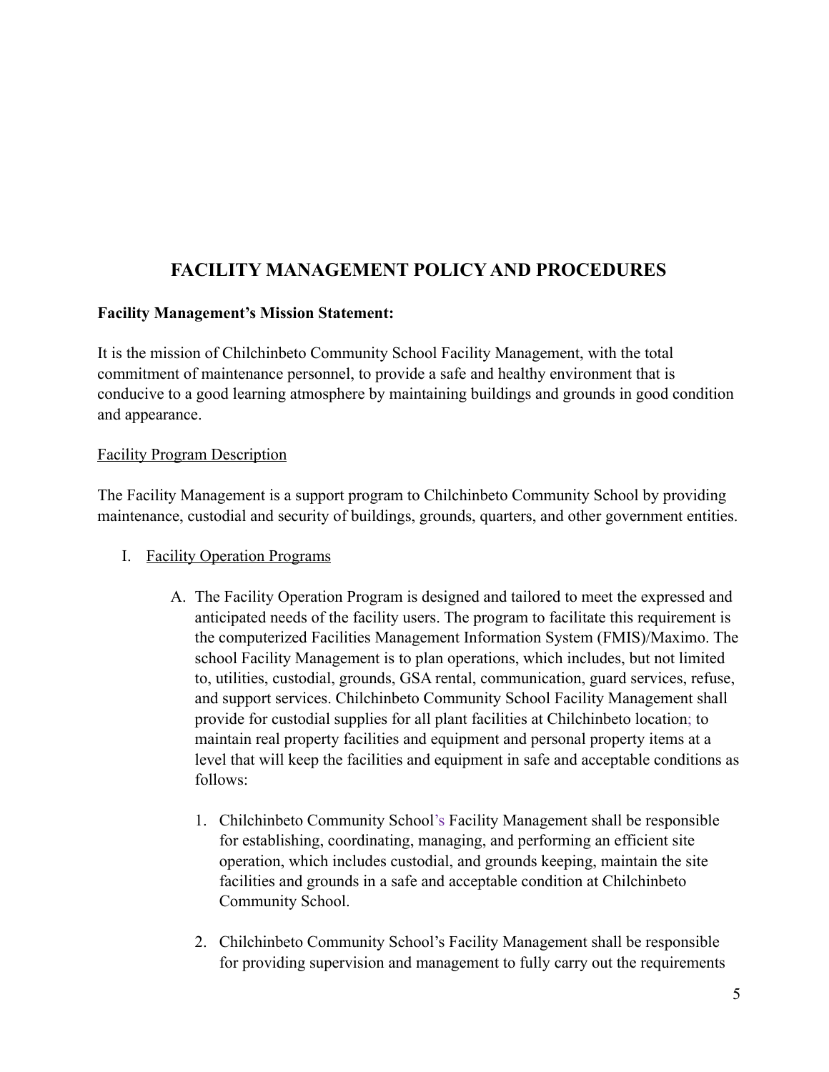# FACILITY MANAGEMENT POLICY AND PROCEDURES

**Facility Management's Mission Statement:**

It is the mission of Chilchinbeto Community School Facility Management, with the total commitment of maintenance personnel, to provide a safe and healthy environment that is conducive to a good learning atmosphere by maintaining buildings and grounds in good condition and appearance.

<u>Facility Program Description</u>

The Facility Management is a support program to Chilchinbeto Community School by providing maintenance, custodial and security of buildings, grounds, quarters, and other government entities.

I. <u>Facility Operation Programs</u>

   A. The Facility Operation Program is designed and tailored to meet the expressed and anticipated needs of the facility users. The program to facilitate this requirement is the computerized Facilities Management Information System (FMIS)/Maximo. The school Facility Management is to plan operations, which includes, but not limited to, utilities, custodial, grounds, GSA rental, communication, guard services, refuse, and support services. Chilchinbeto Community School Facility Management shall provide for custodial supplies for all plant facilities at Chilchinbeto location; to maintain real property facilities and equipment and personal property items at a level that will keep the facilities and equipment in safe and acceptable conditions as follows:

      1. Chilchinbeto Community School's Facility Management shall be responsible for establishing, coordinating, managing, and performing an efficient site operation, which includes custodial, and grounds keeping, maintain the site facilities and grounds in a safe and acceptable condition at Chilchinbeto Community School.

      2. Chilchinbeto Community School's Facility Management shall be responsible for providing supervision and management to fully carry out the requirements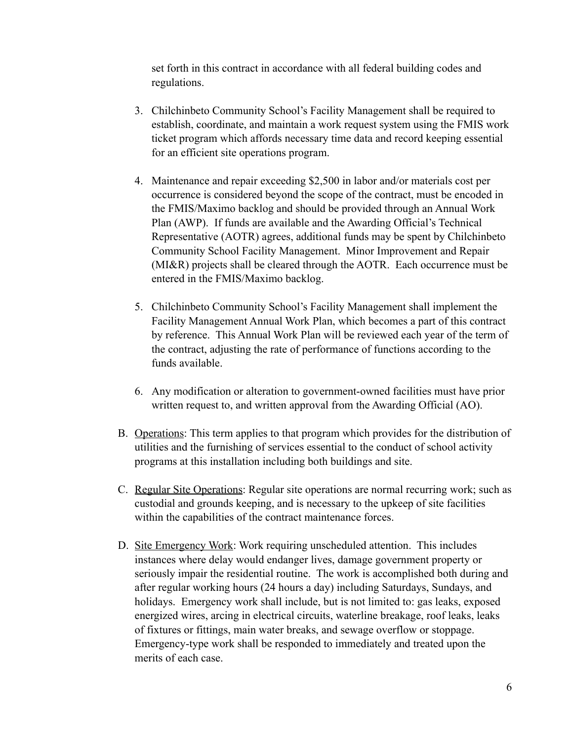set forth in this contract in accordance with all federal building codes and regulations.

3. Chilchinbeto Community School's Facility Management shall be required to establish, coordinate, and maintain a work request system using the FMIS work ticket program which affords necessary time data and record keeping essential for an efficient site operations program.

4. Maintenance and repair exceeding $2,500 in labor and/or materials cost per occurrence is considered beyond the scope of the contract, must be encoded in the FMIS/Maximo backlog and should be provided through an Annual Work Plan (AWP). If funds are available and the Awarding Official's Technical Representative (AOTR) agrees, additional funds may be spent by Chilchinbeto Community School Facility Management. Minor Improvement and Repair (MI&R) projects shall be cleared through the AOTR. Each occurrence must be entered in the FMIS/Maximo backlog.

5. Chilchinbeto Community School's Facility Management shall implement the Facility Management Annual Work Plan, which becomes a part of this contract by reference. This Annual Work Plan will be reviewed each year of the term of the contract, adjusting the rate of performance of functions according to the funds available.

6. Any modification or alteration to government-owned facilities must have prior written request to, and written approval from the Awarding Official (AO).

B. <u>Operations</u>: This term applies to that program which provides for the distribution of utilities and the furnishing of services essential to the conduct of school activity programs at this installation including both buildings and site.

C. <u>Regular Site Operations</u>: Regular site operations are normal recurring work; such as custodial and grounds keeping, and is necessary to the upkeep of site facilities within the capabilities of the contract maintenance forces.

D. <u>Site Emergency Work</u>: Work requiring unscheduled attention. This includes instances where delay would endanger lives, damage government property or seriously impair the residential routine. The work is accomplished both during and after regular working hours (24 hours a day) including Saturdays, Sundays, and holidays. Emergency work shall include, but is not limited to: gas leaks, exposed energized wires, arcing in electrical circuits, waterline breakage, roof leaks, leaks of fixtures or fittings, main water breaks, and sewage overflow or stoppage. Emergency-type work shall be responded to immediately and treated upon the merits of each case.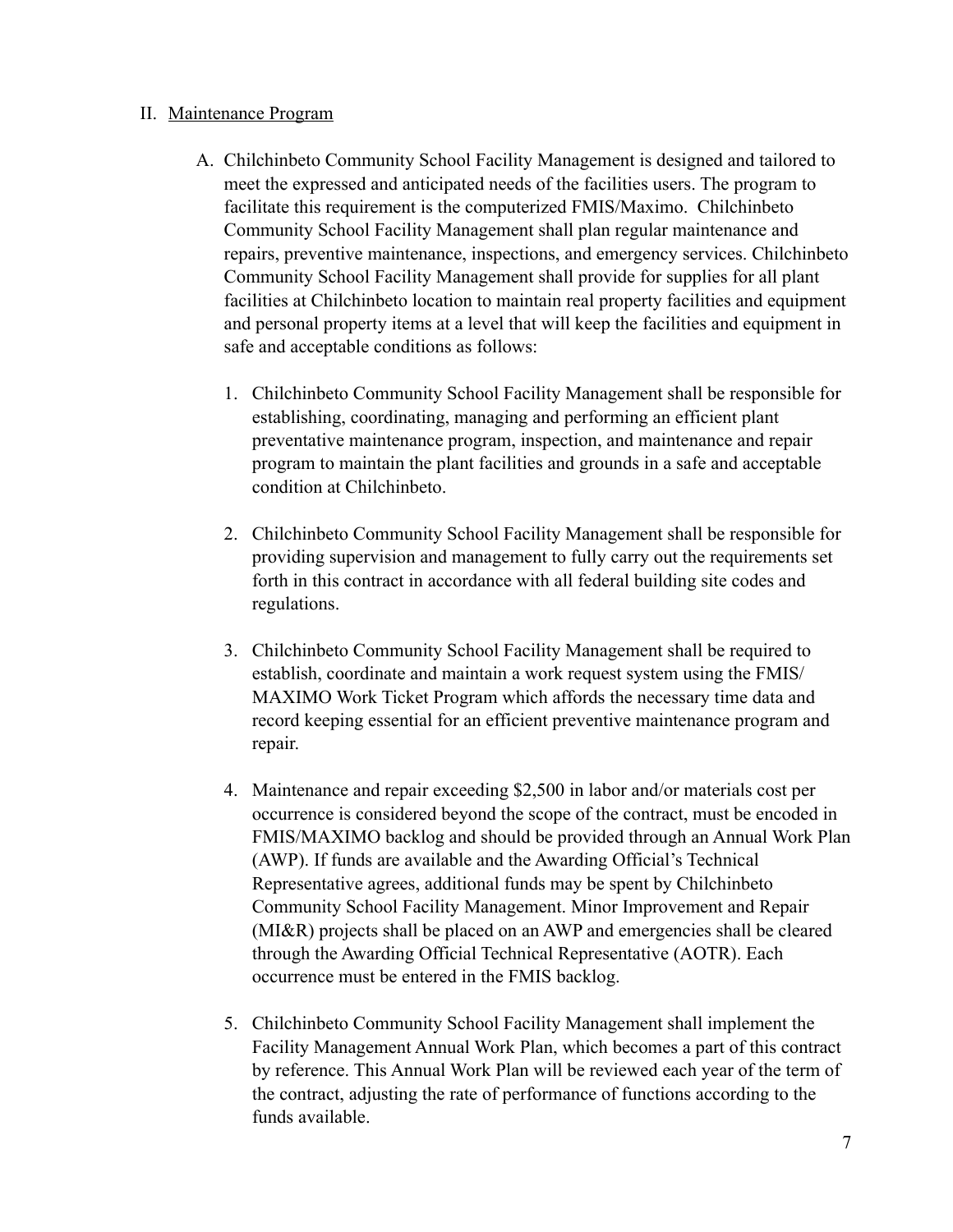II. Maintenance Program

A. Chilchinbeto Community School Facility Management is designed and tailored to meet the expressed and anticipated needs of the facilities users. The program to facilitate this requirement is the computerized FMIS/Maximo. Chilchinbeto Community School Facility Management shall plan regular maintenance and repairs, preventive maintenance, inspections, and emergency services. Chilchinbeto Community School Facility Management shall provide for supplies for all plant facilities at Chilchinbeto location to maintain real property facilities and equipment and personal property items at a level that will keep the facilities and equipment in safe and acceptable conditions as follows:

1. Chilchinbeto Community School Facility Management shall be responsible for establishing, coordinating, managing and performing an efficient plant preventative maintenance program, inspection, and maintenance and repair program to maintain the plant facilities and grounds in a safe and acceptable condition at Chilchinbeto.

2. Chilchinbeto Community School Facility Management shall be responsible for providing supervision and management to fully carry out the requirements set forth in this contract in accordance with all federal building site codes and regulations.

3. Chilchinbeto Community School Facility Management shall be required to establish, coordinate and maintain a work request system using the FMIS/ MAXIMO Work Ticket Program which affords the necessary time data and record keeping essential for an efficient preventive maintenance program and repair.

4. Maintenance and repair exceeding $2,500 in labor and/or materials cost per occurrence is considered beyond the scope of the contract, must be encoded in FMIS/MAXIMO backlog and should be provided through an Annual Work Plan (AWP). If funds are available and the Awarding Official's Technical Representative agrees, additional funds may be spent by Chilchinbeto Community School Facility Management. Minor Improvement and Repair (MI&R) projects shall be placed on an AWP and emergencies shall be cleared through the Awarding Official Technical Representative (AOTR). Each occurrence must be entered in the FMIS backlog.

5. Chilchinbeto Community School Facility Management shall implement the Facility Management Annual Work Plan, which becomes a part of this contract by reference. This Annual Work Plan will be reviewed each year of the term of the contract, adjusting the rate of performance of functions according to the funds available.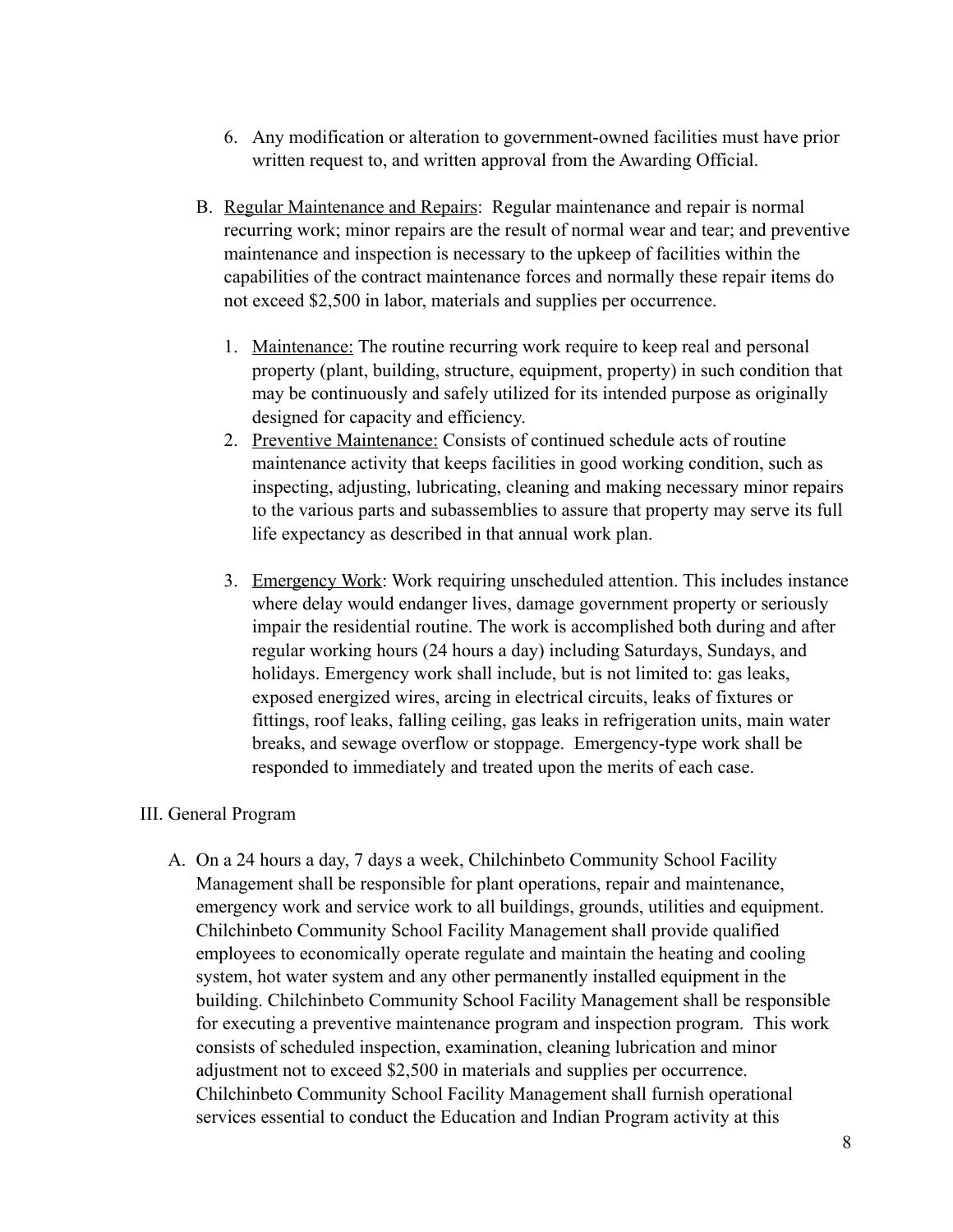6. Any modification or alteration to government-owned facilities must have prior written request to, and written approval from the Awarding Official.

B. <u>Regular Maintenance and Repairs</u>: Regular maintenance and repair is normal recurring work; minor repairs are the result of normal wear and tear; and preventive maintenance and inspection is necessary to the upkeep of facilities within the capabilities of the contract maintenance forces and normally these repair items do not exceed $2,500 in labor, materials and supplies per occurrence.

   1. <u>Maintenance:</u> The routine recurring work require to keep real and personal property (plant, building, structure, equipment, property) in such condition that may be continuously and safely utilized for its intended purpose as originally designed for capacity and efficiency.
   2. <u>Preventive Maintenance:</u> Consists of continued schedule acts of routine maintenance activity that keeps facilities in good working condition, such as inspecting, adjusting, lubricating, cleaning and making necessary minor repairs to the various parts and subassemblies to assure that property may serve its full life expectancy as described in that annual work plan.
   3. <u>Emergency Work</u>: Work requiring unscheduled attention. This includes instance where delay would endanger lives, damage government property or seriously impair the residential routine. The work is accomplished both during and after regular working hours (24 hours a day) including Saturdays, Sundays, and holidays. Emergency work shall include, but is not limited to: gas leaks, exposed energized wires, arcing in electrical circuits, leaks of fixtures or fittings, roof leaks, falling ceiling, gas leaks in refrigeration units, main water breaks, and sewage overflow or stoppage. Emergency-type work shall be responded to immediately and treated upon the merits of each case.

III. General Program

A. On a 24 hours a day, 7 days a week, Chilchinbeto Community School Facility Management shall be responsible for plant operations, repair and maintenance, emergency work and service work to all buildings, grounds, utilities and equipment. Chilchinbeto Community School Facility Management shall provide qualified employees to economically operate regulate and maintain the heating and cooling system, hot water system and any other permanently installed equipment in the building. Chilchinbeto Community School Facility Management shall be responsible for executing a preventive maintenance program and inspection program. This work consists of scheduled inspection, examination, cleaning lubrication and minor adjustment not to exceed $2,500 in materials and supplies per occurrence. Chilchinbeto Community School Facility Management shall furnish operational services essential to conduct the Education and Indian Program activity at this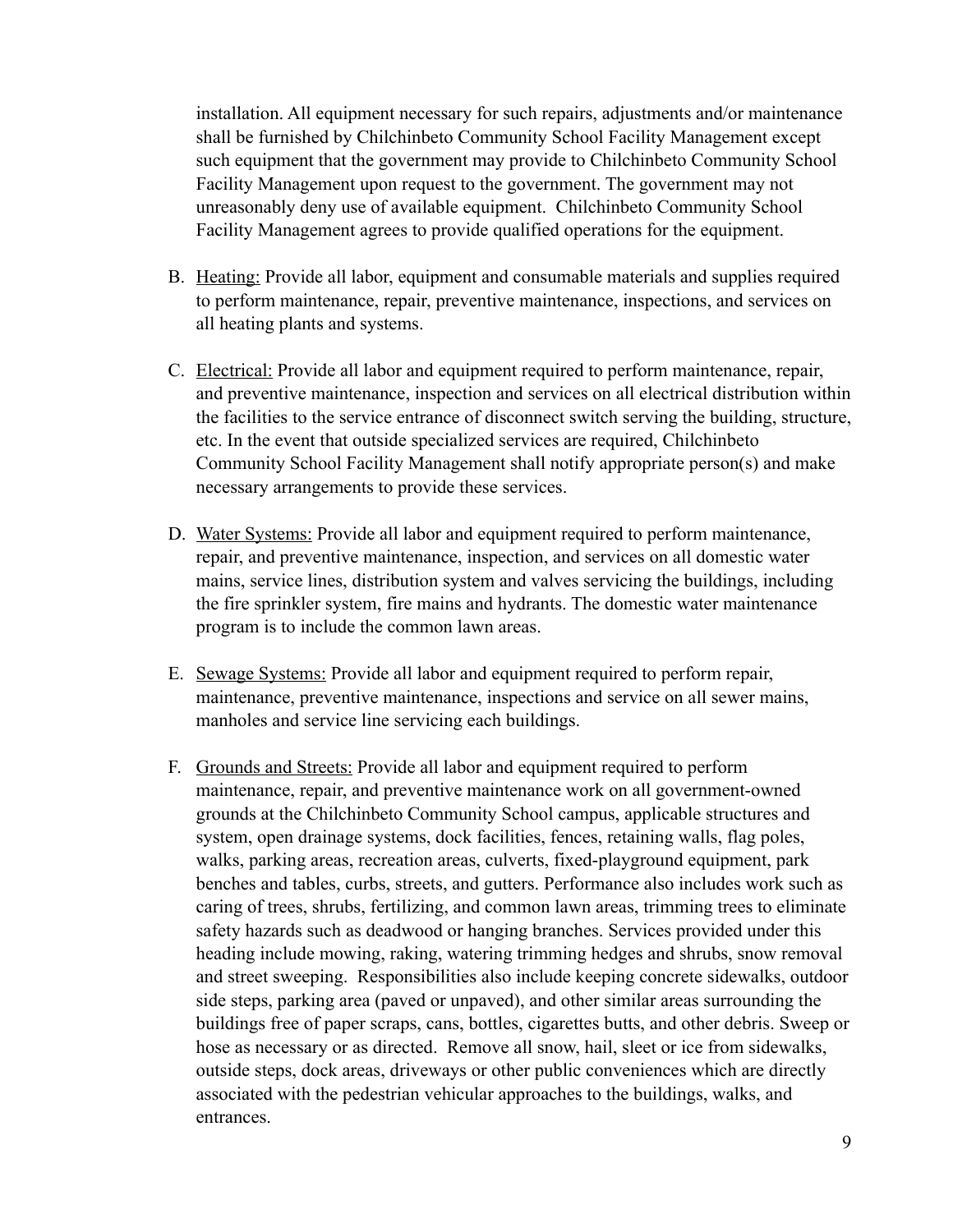installation. All equipment necessary for such repairs, adjustments and/or maintenance shall be furnished by Chilchinbeto Community School Facility Management except such equipment that the government may provide to Chilchinbeto Community School Facility Management upon request to the government. The government may not unreasonably deny use of available equipment. Chilchinbeto Community School Facility Management agrees to provide qualified operations for the equipment.

B. <u>Heating:</u> Provide all labor, equipment and consumable materials and supplies required to perform maintenance, repair, preventive maintenance, inspections, and services on all heating plants and systems.

C. <u>Electrical:</u> Provide all labor and equipment required to perform maintenance, repair, and preventive maintenance, inspection and services on all electrical distribution within the facilities to the service entrance of disconnect switch serving the building, structure, etc. In the event that outside specialized services are required, Chilchinbeto Community School Facility Management shall notify appropriate person(s) and make necessary arrangements to provide these services.

D. <u>Water Systems:</u> Provide all labor and equipment required to perform maintenance, repair, and preventive maintenance, inspection, and services on all domestic water mains, service lines, distribution system and valves servicing the buildings, including the fire sprinkler system, fire mains and hydrants. The domestic water maintenance program is to include the common lawn areas.

E. <u>Sewage Systems:</u> Provide all labor and equipment required to perform repair, maintenance, preventive maintenance, inspections and service on all sewer mains, manholes and service line servicing each buildings.

F. <u>Grounds and Streets:</u> Provide all labor and equipment required to perform maintenance, repair, and preventive maintenance work on all government-owned grounds at the Chilchinbeto Community School campus, applicable structures and system, open drainage systems, dock facilities, fences, retaining walls, flag poles, walks, parking areas, recreation areas, culverts, fixed-playground equipment, park benches and tables, curbs, streets, and gutters. Performance also includes work such as caring of trees, shrubs, fertilizing, and common lawn areas, trimming trees to eliminate safety hazards such as deadwood or hanging branches. Services provided under this heading include mowing, raking, watering trimming hedges and shrubs, snow removal and street sweeping. Responsibilities also include keeping concrete sidewalks, outdoor side steps, parking area (paved or unpaved), and other similar areas surrounding the buildings free of paper scraps, cans, bottles, cigarettes butts, and other debris. Sweep or hose as necessary or as directed. Remove all snow, hail, sleet or ice from sidewalks, outside steps, dock areas, driveways or other public conveniences which are directly associated with the pedestrian vehicular approaches to the buildings, walks, and entrances.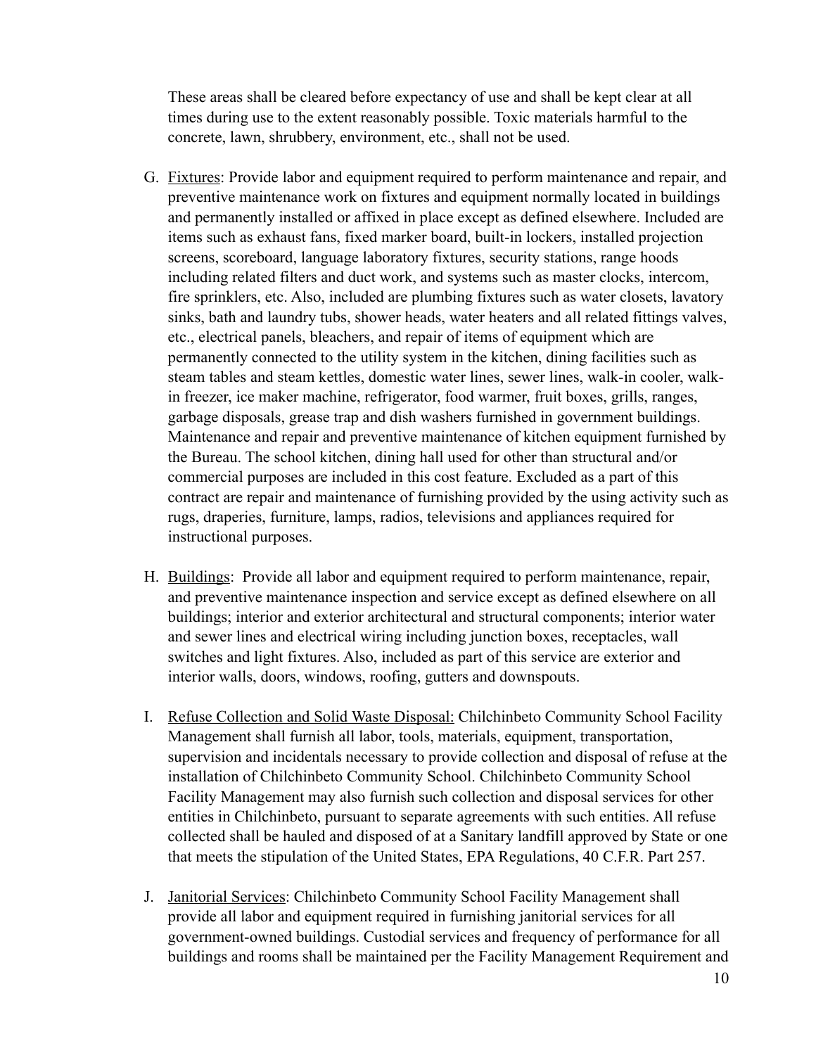These areas shall be cleared before expectancy of use and shall be kept clear at all times during use to the extent reasonably possible. Toxic materials harmful to the concrete, lawn, shrubbery, environment, etc., shall not be used.

G. <u>Fixtures</u>: Provide labor and equipment required to perform maintenance and repair, and preventive maintenance work on fixtures and equipment normally located in buildings and permanently installed or affixed in place except as defined elsewhere. Included are items such as exhaust fans, fixed marker board, built-in lockers, installed projection screens, scoreboard, language laboratory fixtures, security stations, range hoods including related filters and duct work, and systems such as master clocks, intercom, fire sprinklers, etc. Also, included are plumbing fixtures such as water closets, lavatory sinks, bath and laundry tubs, shower heads, water heaters and all related fittings valves, etc., electrical panels, bleachers, and repair of items of equipment which are permanently connected to the utility system in the kitchen, dining facilities such as steam tables and steam kettles, domestic water lines, sewer lines, walk-in cooler, walk-in freezer, ice maker machine, refrigerator, food warmer, fruit boxes, grills, ranges, garbage disposals, grease trap and dish washers furnished in government buildings. Maintenance and repair and preventive maintenance of kitchen equipment furnished by the Bureau. The school kitchen, dining hall used for other than structural and/or commercial purposes are included in this cost feature. Excluded as a part of this contract are repair and maintenance of furnishing provided by the using activity such as rugs, draperies, furniture, lamps, radios, televisions and appliances required for instructional purposes.

H. <u>Buildings</u>: Provide all labor and equipment required to perform maintenance, repair, and preventive maintenance inspection and service except as defined elsewhere on all buildings; interior and exterior architectural and structural components; interior water and sewer lines and electrical wiring including junction boxes, receptacles, wall switches and light fixtures. Also, included as part of this service are exterior and interior walls, doors, windows, roofing, gutters and downspouts.

I. <u>Refuse Collection and Solid Waste Disposal:</u> Chilchinbeto Community School Facility Management shall furnish all labor, tools, materials, equipment, transportation, supervision and incidentals necessary to provide collection and disposal of refuse at the installation of Chilchinbeto Community School. Chilchinbeto Community School Facility Management may also furnish such collection and disposal services for other entities in Chilchinbeto, pursuant to separate agreements with such entities. All refuse collected shall be hauled and disposed of at a Sanitary landfill approved by State or one that meets the stipulation of the United States, EPA Regulations, 40 C.F.R. Part 257.

J. <u>Janitorial Services</u>: Chilchinbeto Community School Facility Management shall provide all labor and equipment required in furnishing janitorial services for all government-owned buildings. Custodial services and frequency of performance for all buildings and rooms shall be maintained per the Facility Management Requirement and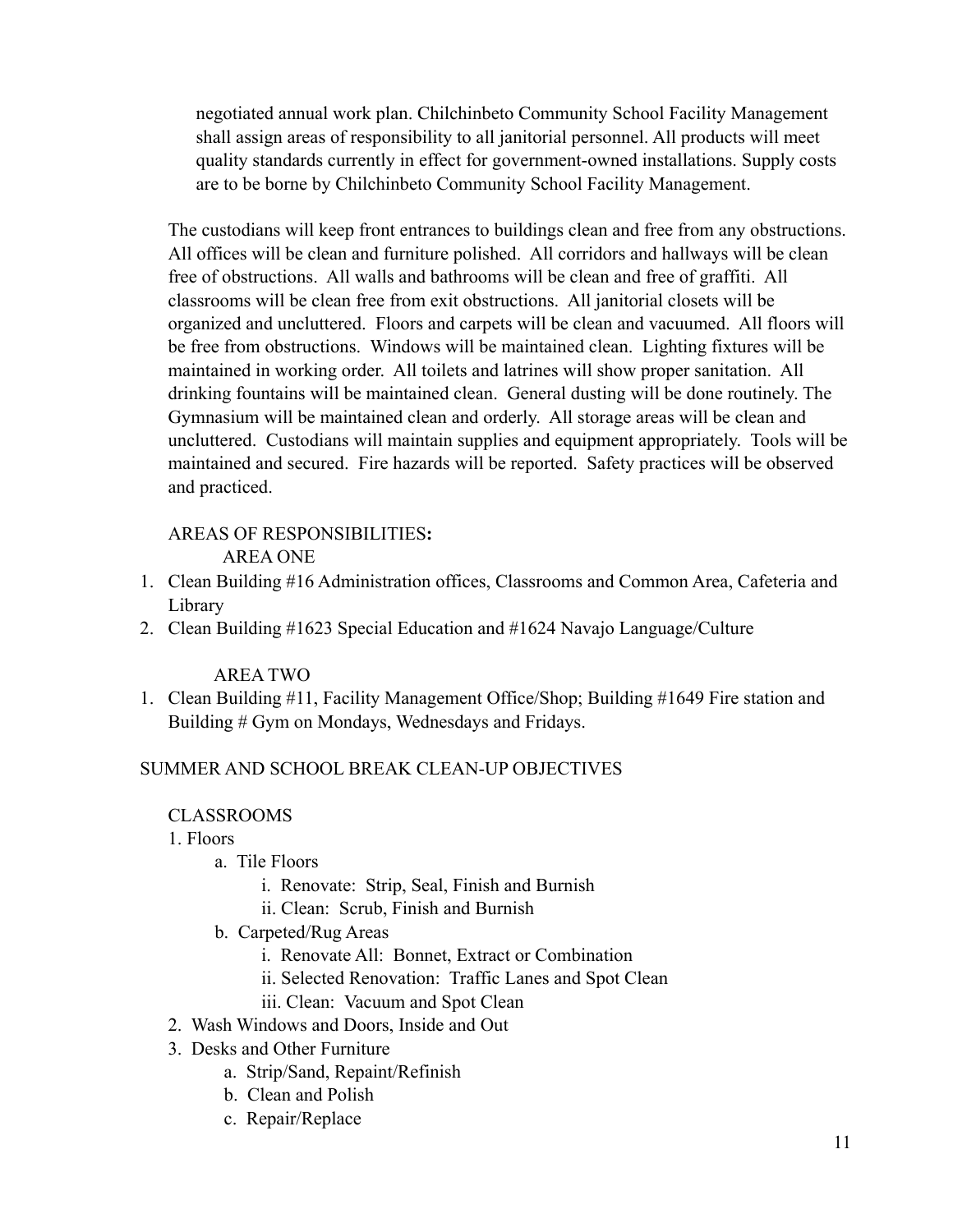negotiated annual work plan. Chilchinbeto Community School Facility Management shall assign areas of responsibility to all janitorial personnel. All products will meet quality standards currently in effect for government-owned installations. Supply costs are to be borne by Chilchinbeto Community School Facility Management.

The custodians will keep front entrances to buildings clean and free from any obstructions. All offices will be clean and furniture polished. All corridors and hallways will be clean free of obstructions. All walls and bathrooms will be clean and free of graffiti. All classrooms will be clean free from exit obstructions. All janitorial closets will be organized and uncluttered. Floors and carpets will be clean and vacuumed. All floors will be free from obstructions. Windows will be maintained clean. Lighting fixtures will be maintained in working order. All toilets and latrines will show proper sanitation. All drinking fountains will be maintained clean. General dusting will be done routinely. The Gymnasium will be maintained clean and orderly. All storage areas will be clean and uncluttered. Custodians will maintain supplies and equipment appropriately. Tools will be maintained and secured. Fire hazards will be reported. Safety practices will be observed and practiced.

AREAS OF RESPONSIBILITIES**:**

AREA ONE

1. Clean Building #16 Administration offices, Classrooms and Common Area, Cafeteria and Library
2. Clean Building #1623 Special Education and #1624 Navajo Language/Culture

AREA TWO

1. Clean Building #11, Facility Management Office/Shop; Building #1649 Fire station and Building # Gym on Mondays, Wednesdays and Fridays.

SUMMER AND SCHOOL BREAK CLEAN-UP OBJECTIVES

CLASSROOMS

1. Floors
   a. Tile Floors
      i. Renovate: Strip, Seal, Finish and Burnish
      ii. Clean: Scrub, Finish and Burnish
   b. Carpeted/Rug Areas
      i. Renovate All: Bonnet, Extract or Combination
      ii. Selected Renovation: Traffic Lanes and Spot Clean
      iii. Clean: Vacuum and Spot Clean
2. Wash Windows and Doors, Inside and Out
3. Desks and Other Furniture
   a. Strip/Sand, Repaint/Refinish
   b. Clean and Polish
   c. Repair/Replace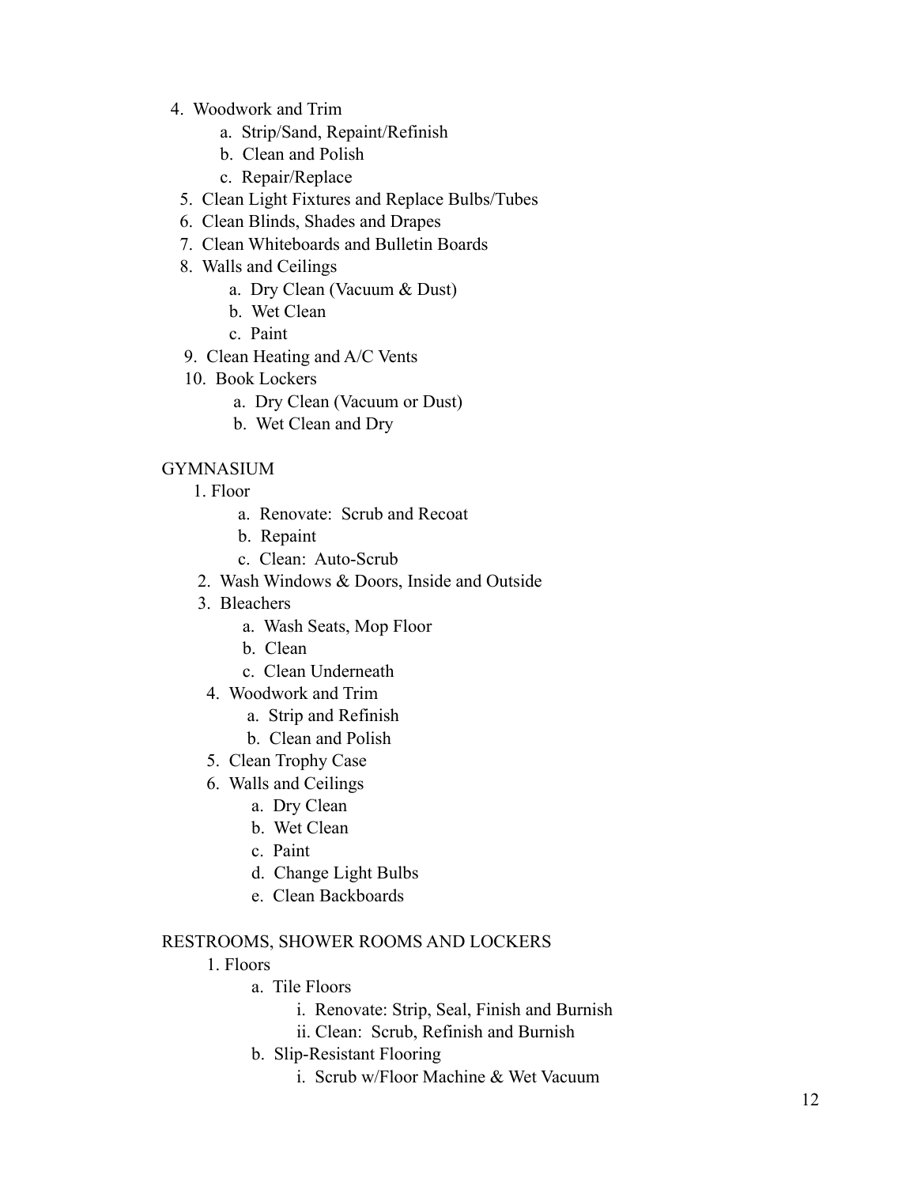4. Woodwork and Trim
   a. Strip/Sand, Repaint/Refinish
   b. Clean and Polish
   c. Repair/Replace
5. Clean Light Fixtures and Replace Bulbs/Tubes
6. Clean Blinds, Shades and Drapes
7. Clean Whiteboards and Bulletin Boards
8. Walls and Ceilings
   a. Dry Clean (Vacuum & Dust)
   b. Wet Clean
   c. Paint
9. Clean Heating and A/C Vents
10. Book Lockers
    a. Dry Clean (Vacuum or Dust)
    b. Wet Clean and Dry

GYMNASIUM

1. Floor
   a. Renovate: Scrub and Recoat
   b. Repaint
   c. Clean: Auto-Scrub
2. Wash Windows & Doors, Inside and Outside
3. Bleachers
   a. Wash Seats, Mop Floor
   b. Clean
   c. Clean Underneath
4. Woodwork and Trim
   a. Strip and Refinish
   b. Clean and Polish
5. Clean Trophy Case
6. Walls and Ceilings
   a. Dry Clean
   b. Wet Clean
   c. Paint
   d. Change Light Bulbs
   e. Clean Backboards

RESTROOMS, SHOWER ROOMS AND LOCKERS

1. Floors
   a. Tile Floors
      i. Renovate: Strip, Seal, Finish and Burnish
      ii. Clean: Scrub, Refinish and Burnish
   b. Slip-Resistant Flooring
      i. Scrub w/Floor Machine & Wet Vacuum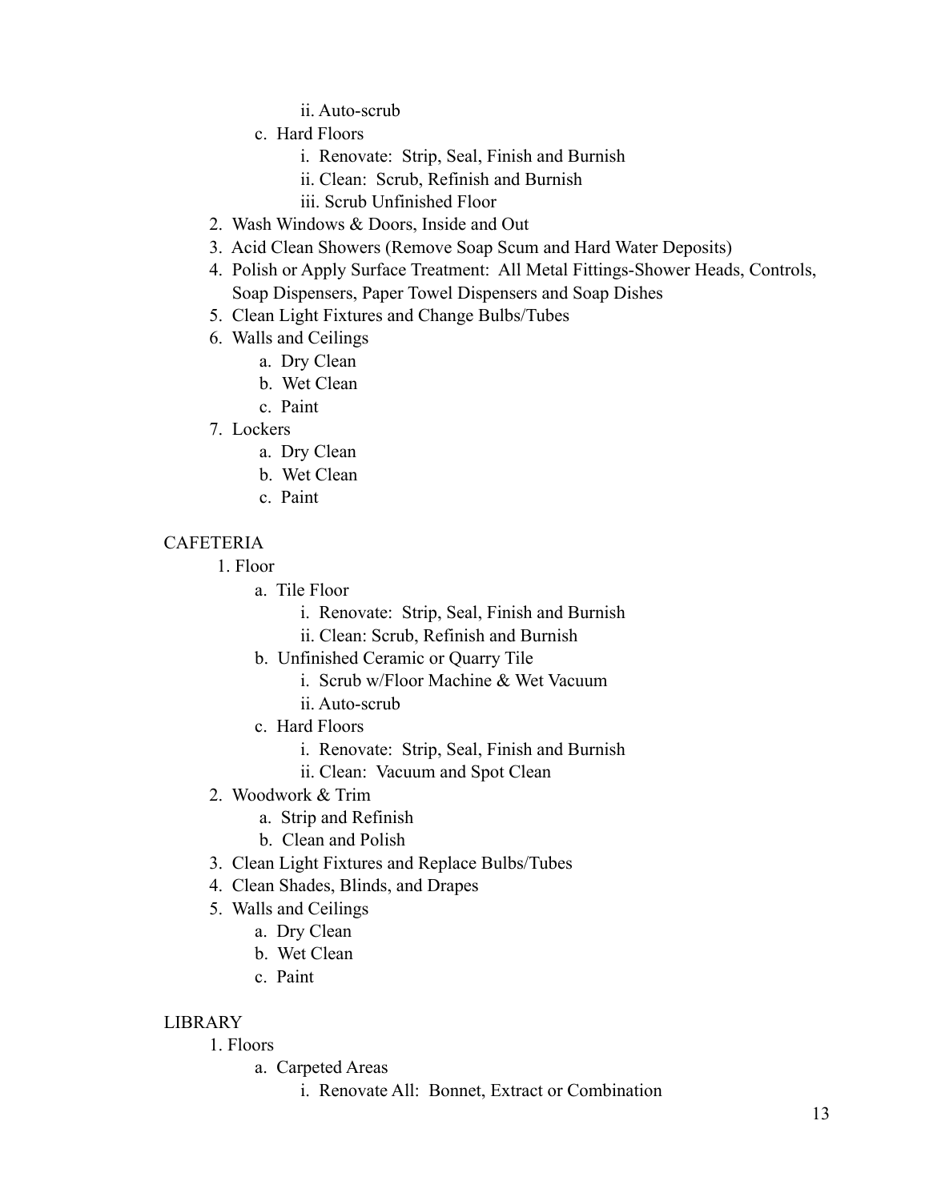- ii. Auto-scrub
    - c. Hard Floors
        - i. Renovate: Strip, Seal, Finish and Burnish
        - ii. Clean: Scrub, Refinish and Burnish
        - iii. Scrub Unfinished Floor
2. Wash Windows & Doors, Inside and Out
3. Acid Clean Showers (Remove Soap Scum and Hard Water Deposits)
4. Polish or Apply Surface Treatment: All Metal Fittings-Shower Heads, Controls, Soap Dispensers, Paper Towel Dispensers and Soap Dishes
5. Clean Light Fixtures and Change Bulbs/Tubes
6. Walls and Ceilings
    - a. Dry Clean
    - b. Wet Clean
    - c. Paint
7. Lockers
    - a. Dry Clean
    - b. Wet Clean
    - c. Paint

CAFETERIA

1. Floor
    - a. Tile Floor
        - i. Renovate: Strip, Seal, Finish and Burnish
        - ii. Clean: Scrub, Refinish and Burnish
    - b. Unfinished Ceramic or Quarry Tile
        - i. Scrub w/Floor Machine & Wet Vacuum
        - ii. Auto-scrub
    - c. Hard Floors
        - i. Renovate: Strip, Seal, Finish and Burnish
        - ii. Clean: Vacuum and Spot Clean
2. Woodwork & Trim
    - a. Strip and Refinish
    - b. Clean and Polish
3. Clean Light Fixtures and Replace Bulbs/Tubes
4. Clean Shades, Blinds, and Drapes
5. Walls and Ceilings
    - a. Dry Clean
    - b. Wet Clean
    - c. Paint

LIBRARY

1. Floors
    - a. Carpeted Areas
        - i. Renovate All: Bonnet, Extract or Combination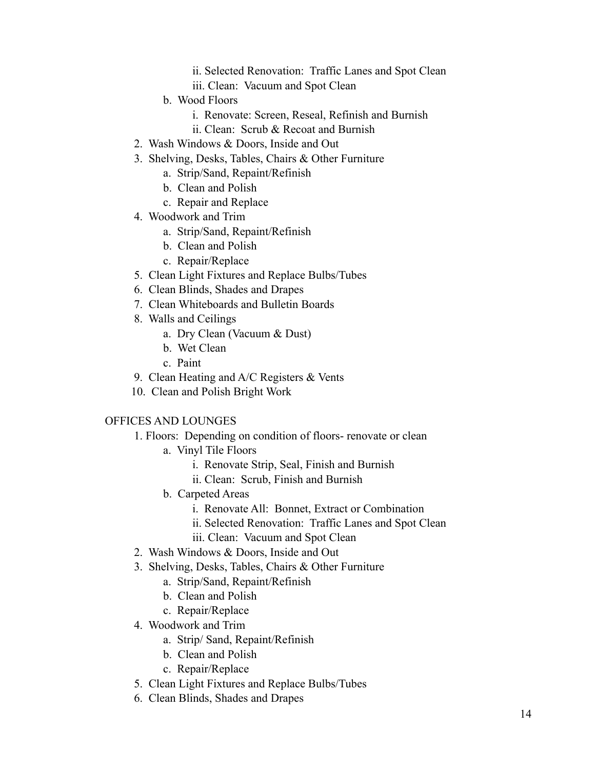- ii. Selected Renovation:  Traffic Lanes and Spot Clean
      - iii. Clean:  Vacuum and Spot Clean
   - b. Wood Floors
      - i. Renovate: Screen, Reseal, Refinish and Burnish
      - ii. Clean:  Scrub & Recoat and Burnish
2. Wash Windows & Doors, Inside and Out
3. Shelving, Desks, Tables, Chairs & Other Furniture
   - a. Strip/Sand, Repaint/Refinish
   - b. Clean and Polish
   - c. Repair and Replace
4. Woodwork and Trim
   - a. Strip/Sand, Repaint/Refinish
   - b. Clean and Polish
   - c. Repair/Replace
5. Clean Light Fixtures and Replace Bulbs/Tubes
6. Clean Blinds, Shades and Drapes
7. Clean Whiteboards and Bulletin Boards
8. Walls and Ceilings
   - a. Dry Clean (Vacuum & Dust)
   - b. Wet Clean
   - c. Paint
9. Clean Heating and A/C Registers & Vents
10. Clean and Polish Bright Work

OFFICES AND LOUNGES

1. Floors:  Depending on condition of floors- renovate or clean
   - a. Vinyl Tile Floors
      - i. Renovate Strip, Seal, Finish and Burnish
      - ii. Clean:  Scrub, Finish and Burnish
   - b. Carpeted Areas
      - i. Renovate All:  Bonnet, Extract or Combination
      - ii. Selected Renovation:  Traffic Lanes and Spot Clean
      - iii. Clean:  Vacuum and Spot Clean
2. Wash Windows & Doors, Inside and Out
3. Shelving, Desks, Tables, Chairs & Other Furniture
   - a. Strip/Sand, Repaint/Refinish
   - b. Clean and Polish
   - c. Repair/Replace
4. Woodwork and Trim
   - a. Strip/ Sand, Repaint/Refinish
   - b. Clean and Polish
   - c. Repair/Replace
5. Clean Light Fixtures and Replace Bulbs/Tubes
6. Clean Blinds, Shades and Drapes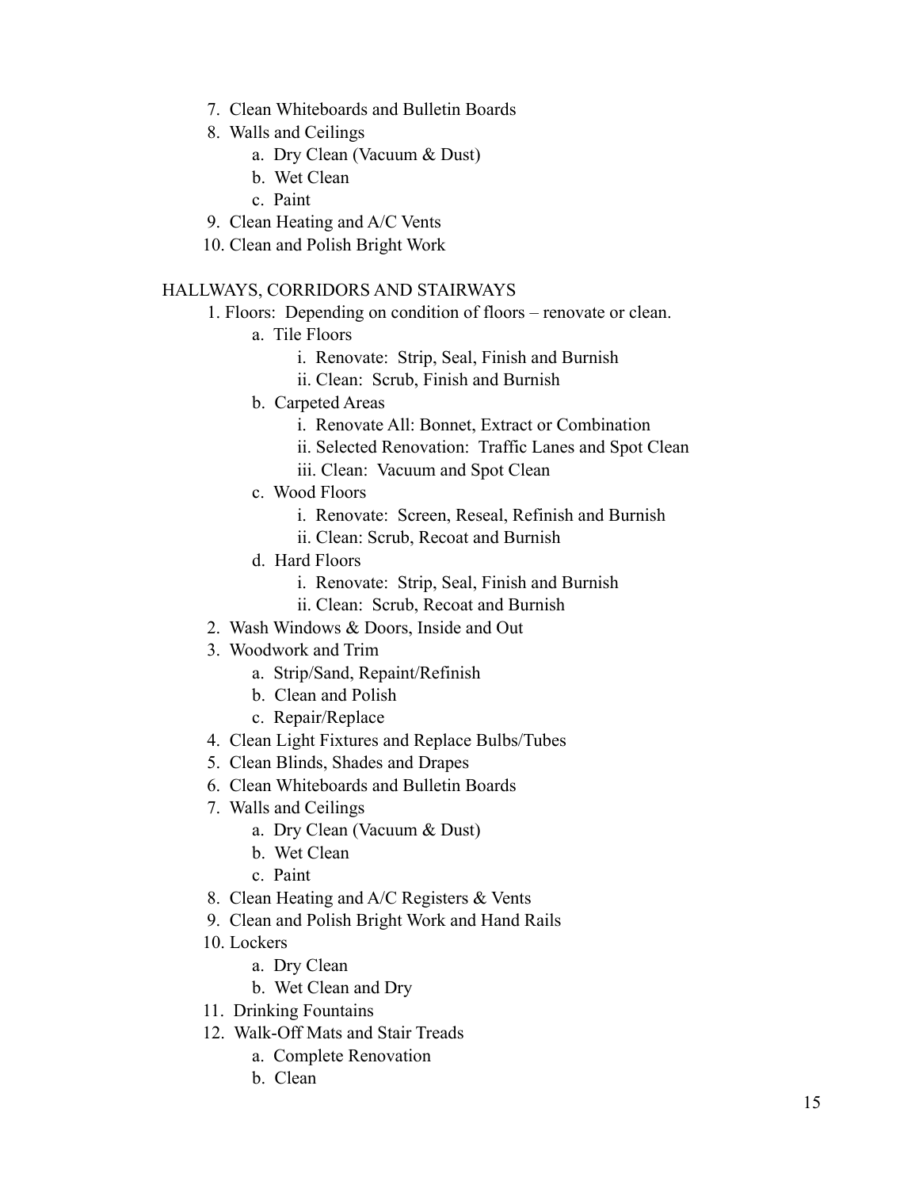7. Clean Whiteboards and Bulletin Boards
8. Walls and Ceilings
    a. Dry Clean (Vacuum & Dust)
    b. Wet Clean
    c. Paint
9. Clean Heating and A/C Vents
10. Clean and Polish Bright Work

HALLWAYS, CORRIDORS AND STAIRWAYS

1. Floors: Depending on condition of floors – renovate or clean.
    a. Tile Floors
        i. Renovate: Strip, Seal, Finish and Burnish
        ii. Clean: Scrub, Finish and Burnish
    b. Carpeted Areas
        i. Renovate All: Bonnet, Extract or Combination
        ii. Selected Renovation: Traffic Lanes and Spot Clean
        iii. Clean: Vacuum and Spot Clean
    c. Wood Floors
        i. Renovate: Screen, Reseal, Refinish and Burnish
        ii. Clean: Scrub, Recoat and Burnish
    d. Hard Floors
        i. Renovate: Strip, Seal, Finish and Burnish
        ii. Clean: Scrub, Recoat and Burnish
2. Wash Windows & Doors, Inside and Out
3. Woodwork and Trim
    a. Strip/Sand, Repaint/Refinish
    b. Clean and Polish
    c. Repair/Replace
4. Clean Light Fixtures and Replace Bulbs/Tubes
5. Clean Blinds, Shades and Drapes
6. Clean Whiteboards and Bulletin Boards
7. Walls and Ceilings
    a. Dry Clean (Vacuum & Dust)
    b. Wet Clean
    c. Paint
8. Clean Heating and A/C Registers & Vents
9. Clean and Polish Bright Work and Hand Rails
10. Lockers
    a. Dry Clean
    b. Wet Clean and Dry
11. Drinking Fountains
12. Walk-Off Mats and Stair Treads
    a. Complete Renovation
    b. Clean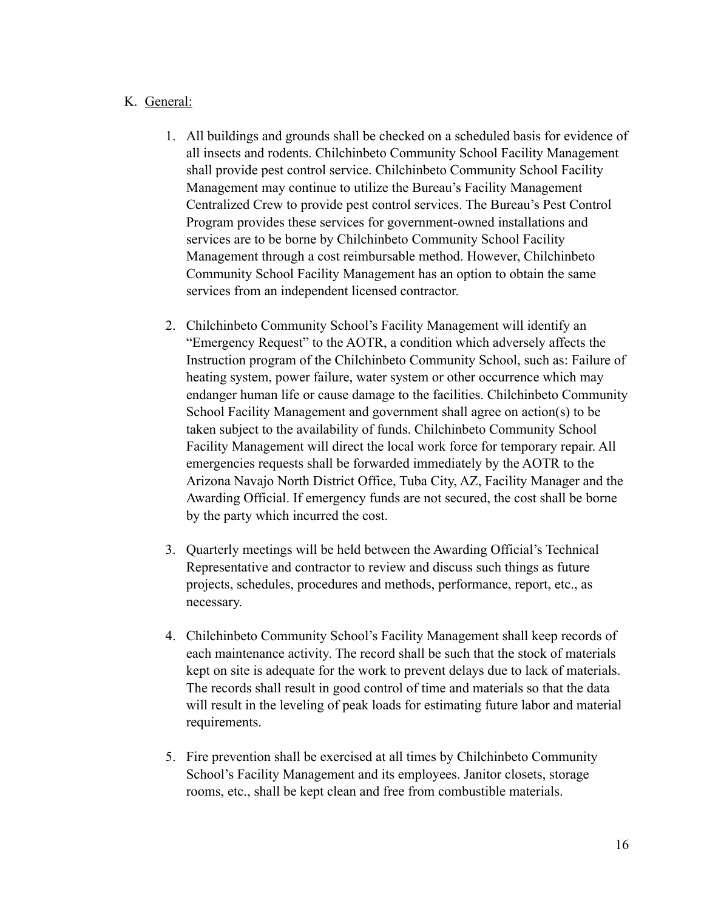K. <u>General:</u>

1. All buildings and grounds shall be checked on a scheduled basis for evidence of all insects and rodents. Chilchinbeto Community School Facility Management shall provide pest control service. Chilchinbeto Community School Facility Management may continue to utilize the Bureau's Facility Management Centralized Crew to provide pest control services. The Bureau's Pest Control Program provides these services for government-owned installations and services are to be borne by Chilchinbeto Community School Facility Management through a cost reimbursable method. However, Chilchinbeto Community School Facility Management has an option to obtain the same services from an independent licensed contractor.

2. Chilchinbeto Community School's Facility Management will identify an "Emergency Request" to the AOTR, a condition which adversely affects the Instruction program of the Chilchinbeto Community School, such as: Failure of heating system, power failure, water system or other occurrence which may endanger human life or cause damage to the facilities. Chilchinbeto Community School Facility Management and government shall agree on action(s) to be taken subject to the availability of funds. Chilchinbeto Community School Facility Management will direct the local work force for temporary repair. All emergencies requests shall be forwarded immediately by the AOTR to the Arizona Navajo North District Office, Tuba City, AZ, Facility Manager and the Awarding Official. If emergency funds are not secured, the cost shall be borne by the party which incurred the cost.

3. Quarterly meetings will be held between the Awarding Official's Technical Representative and contractor to review and discuss such things as future projects, schedules, procedures and methods, performance, report, etc., as necessary.

4. Chilchinbeto Community School's Facility Management shall keep records of each maintenance activity. The record shall be such that the stock of materials kept on site is adequate for the work to prevent delays due to lack of materials. The records shall result in good control of time and materials so that the data will result in the leveling of peak loads for estimating future labor and material requirements.

5. Fire prevention shall be exercised at all times by Chilchinbeto Community School's Facility Management and its employees. Janitor closets, storage rooms, etc., shall be kept clean and free from combustible materials.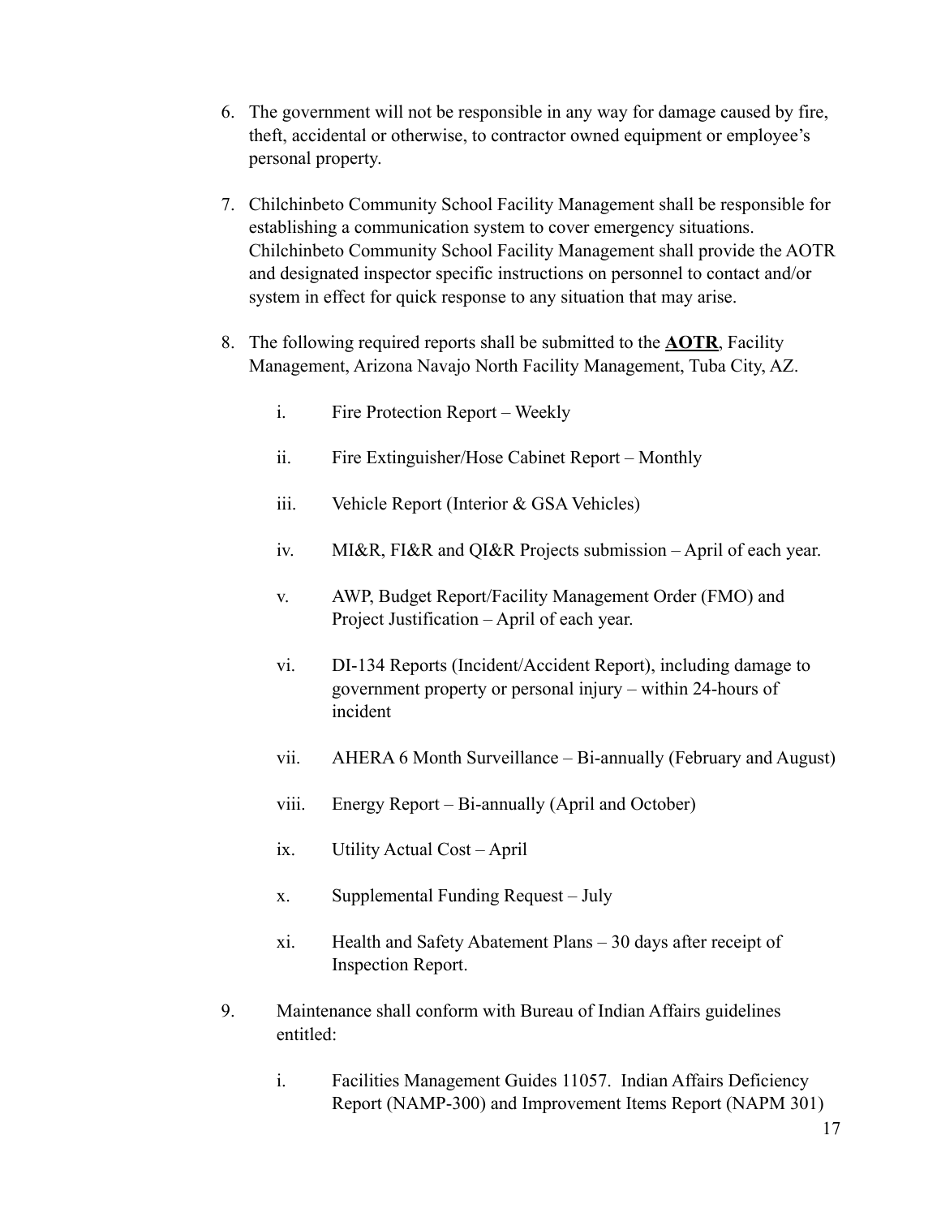6. The government will not be responsible in any way for damage caused by fire, theft, accidental or otherwise, to contractor owned equipment or employee's personal property.

7. Chilchinbeto Community School Facility Management shall be responsible for establishing a communication system to cover emergency situations. Chilchinbeto Community School Facility Management shall provide the AOTR and designated inspector specific instructions on personnel to contact and/or system in effect for quick response to any situation that may arise.

8. The following required reports shall be submitted to the **AOTR**, Facility Management, Arizona Navajo North Facility Management, Tuba City, AZ.

   i. Fire Protection Report – Weekly

   ii. Fire Extinguisher/Hose Cabinet Report – Monthly

   iii. Vehicle Report (Interior & GSA Vehicles)

   iv. MI&R, FI&R and QI&R Projects submission – April of each year.

   v. AWP, Budget Report/Facility Management Order (FMO) and Project Justification – April of each year.

   vi. DI-134 Reports (Incident/Accident Report), including damage to government property or personal injury – within 24-hours of incident

   vii. AHERA 6 Month Surveillance – Bi-annually (February and August)

   viii. Energy Report – Bi-annually (April and October)

   ix. Utility Actual Cost – April

   x. Supplemental Funding Request – July

   xi. Health and Safety Abatement Plans – 30 days after receipt of Inspection Report.

9. Maintenance shall conform with Bureau of Indian Affairs guidelines entitled:

   i. Facilities Management Guides 11057. Indian Affairs Deficiency Report (NAMP-300) and Improvement Items Report (NAPM 301)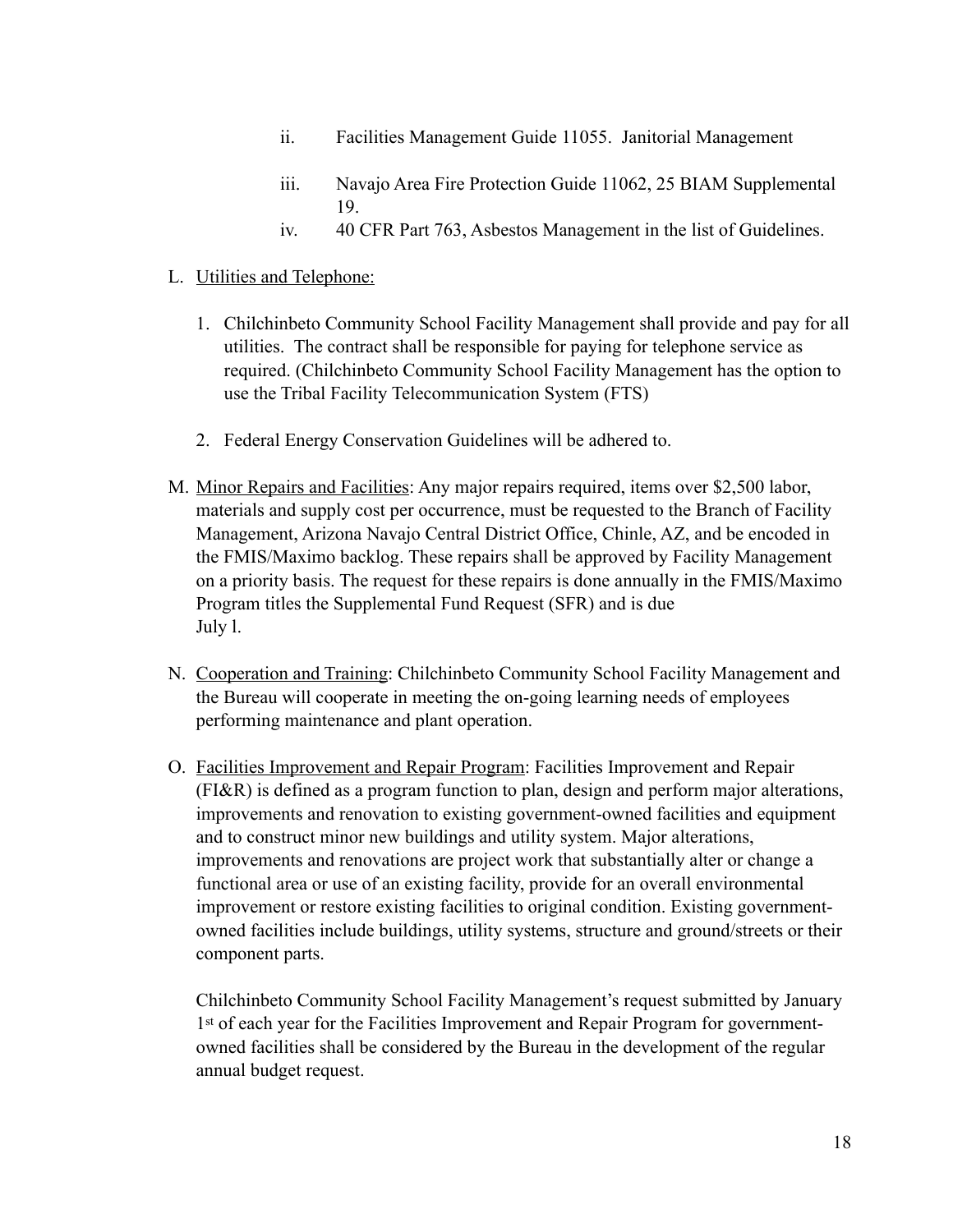ii. Facilities Management Guide 11055. Janitorial Management

iii. Navajo Area Fire Protection Guide 11062, 25 BIAM Supplemental 19.

iv. 40 CFR Part 763, Asbestos Management in the list of Guidelines.

L. Utilities and Telephone:

1. Chilchinbeto Community School Facility Management shall provide and pay for all utilities. The contract shall be responsible for paying for telephone service as required. (Chilchinbeto Community School Facility Management has the option to use the Tribal Facility Telecommunication System (FTS)

2. Federal Energy Conservation Guidelines will be adhered to.

M. Minor Repairs and Facilities: Any major repairs required, items over $2,500 labor, materials and supply cost per occurrence, must be requested to the Branch of Facility Management, Arizona Navajo Central District Office, Chinle, AZ, and be encoded in the FMIS/Maximo backlog. These repairs shall be approved by Facility Management on a priority basis. The request for these repairs is done annually in the FMIS/Maximo Program titles the Supplemental Fund Request (SFR) and is due July l.

N. Cooperation and Training: Chilchinbeto Community School Facility Management and the Bureau will cooperate in meeting the on-going learning needs of employees performing maintenance and plant operation.

O. Facilities Improvement and Repair Program: Facilities Improvement and Repair (FI&R) is defined as a program function to plan, design and perform major alterations, improvements and renovation to existing government-owned facilities and equipment and to construct minor new buildings and utility system. Major alterations, improvements and renovations are project work that substantially alter or change a functional area or use of an existing facility, provide for an overall environmental improvement or restore existing facilities to original condition. Existing government-owned facilities include buildings, utility systems, structure and ground/streets or their component parts.

Chilchinbeto Community School Facility Management's request submitted by January 1st of each year for the Facilities Improvement and Repair Program for government-owned facilities shall be considered by the Bureau in the development of the regular annual budget request.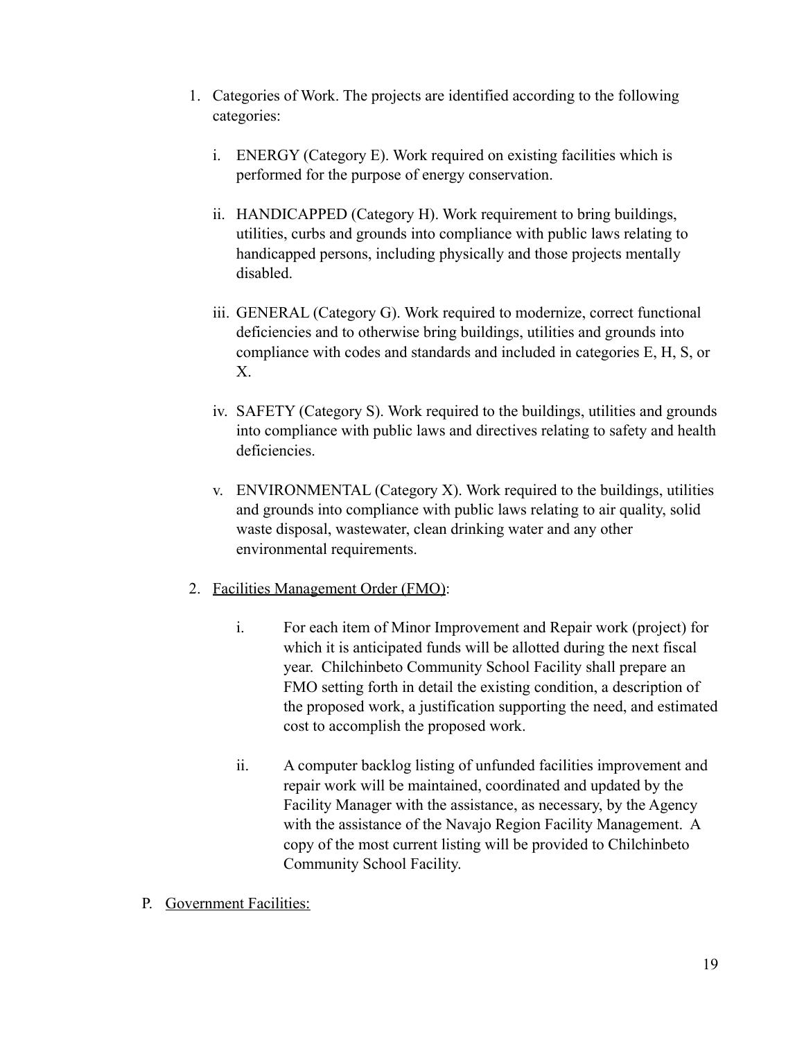1. Categories of Work. The projects are identified according to the following categories:

    i. ENERGY (Category E). Work required on existing facilities which is performed for the purpose of energy conservation.

    ii. HANDICAPPED (Category H). Work requirement to bring buildings, utilities, curbs and grounds into compliance with public laws relating to handicapped persons, including physically and those projects mentally disabled.

    iii. GENERAL (Category G). Work required to modernize, correct functional deficiencies and to otherwise bring buildings, utilities and grounds into compliance with codes and standards and included in categories E, H, S, or X.

    iv. SAFETY (Category S). Work required to the buildings, utilities and grounds into compliance with public laws and directives relating to safety and health deficiencies.

    v. ENVIRONMENTAL (Category X). Work required to the buildings, utilities and grounds into compliance with public laws relating to air quality, solid waste disposal, wastewater, clean drinking water and any other environmental requirements.

2. <u>Facilities Management Order (FMO)</u>:

    i. For each item of Minor Improvement and Repair work (project) for which it is anticipated funds will be allotted during the next fiscal year. Chilchinbeto Community School Facility shall prepare an FMO setting forth in detail the existing condition, a description of the proposed work, a justification supporting the need, and estimated cost to accomplish the proposed work.

    ii. A computer backlog listing of unfunded facilities improvement and repair work will be maintained, coordinated and updated by the Facility Manager with the assistance, as necessary, by the Agency with the assistance of the Navajo Region Facility Management. A copy of the most current listing will be provided to Chilchinbeto Community School Facility.

P. <u>Government Facilities:</u>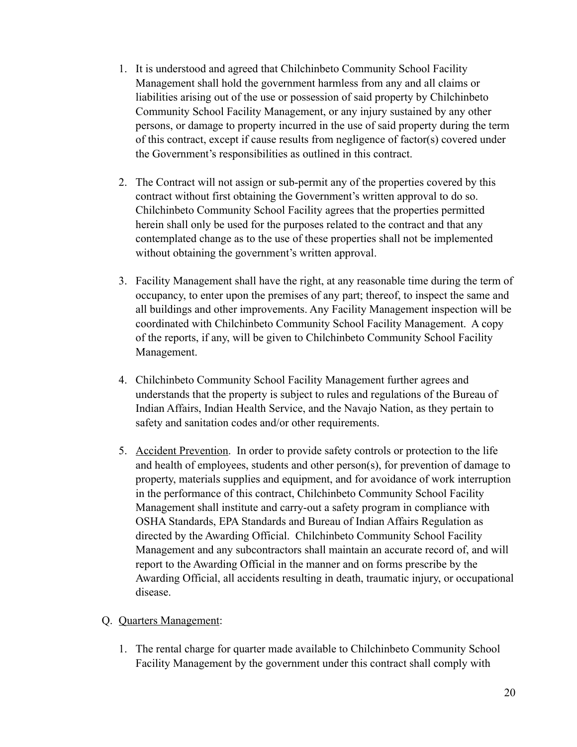1. It is understood and agreed that Chilchinbeto Community School Facility Management shall hold the government harmless from any and all claims or liabilities arising out of the use or possession of said property by Chilchinbeto Community School Facility Management, or any injury sustained by any other persons, or damage to property incurred in the use of said property during the term of this contract, except if cause results from negligence of factor(s) covered under the Government's responsibilities as outlined in this contract.

2. The Contract will not assign or sub-permit any of the properties covered by this contract without first obtaining the Government's written approval to do so. Chilchinbeto Community School Facility agrees that the properties permitted herein shall only be used for the purposes related to the contract and that any contemplated change as to the use of these properties shall not be implemented without obtaining the government's written approval.

3. Facility Management shall have the right, at any reasonable time during the term of occupancy, to enter upon the premises of any part; thereof, to inspect the same and all buildings and other improvements. Any Facility Management inspection will be coordinated with Chilchinbeto Community School Facility Management. A copy of the reports, if any, will be given to Chilchinbeto Community School Facility Management.

4. Chilchinbeto Community School Facility Management further agrees and understands that the property is subject to rules and regulations of the Bureau of Indian Affairs, Indian Health Service, and the Navajo Nation, as they pertain to safety and sanitation codes and/or other requirements.

5. Accident Prevention. In order to provide safety controls or protection to the life and health of employees, students and other person(s), for prevention of damage to property, materials supplies and equipment, and for avoidance of work interruption in the performance of this contract, Chilchinbeto Community School Facility Management shall institute and carry-out a safety program in compliance with OSHA Standards, EPA Standards and Bureau of Indian Affairs Regulation as directed by the Awarding Official. Chilchinbeto Community School Facility Management and any subcontractors shall maintain an accurate record of, and will report to the Awarding Official in the manner and on forms prescribe by the Awarding Official, all accidents resulting in death, traumatic injury, or occupational disease.

Q. Quarters Management:

1. The rental charge for quarter made available to Chilchinbeto Community School Facility Management by the government under this contract shall comply with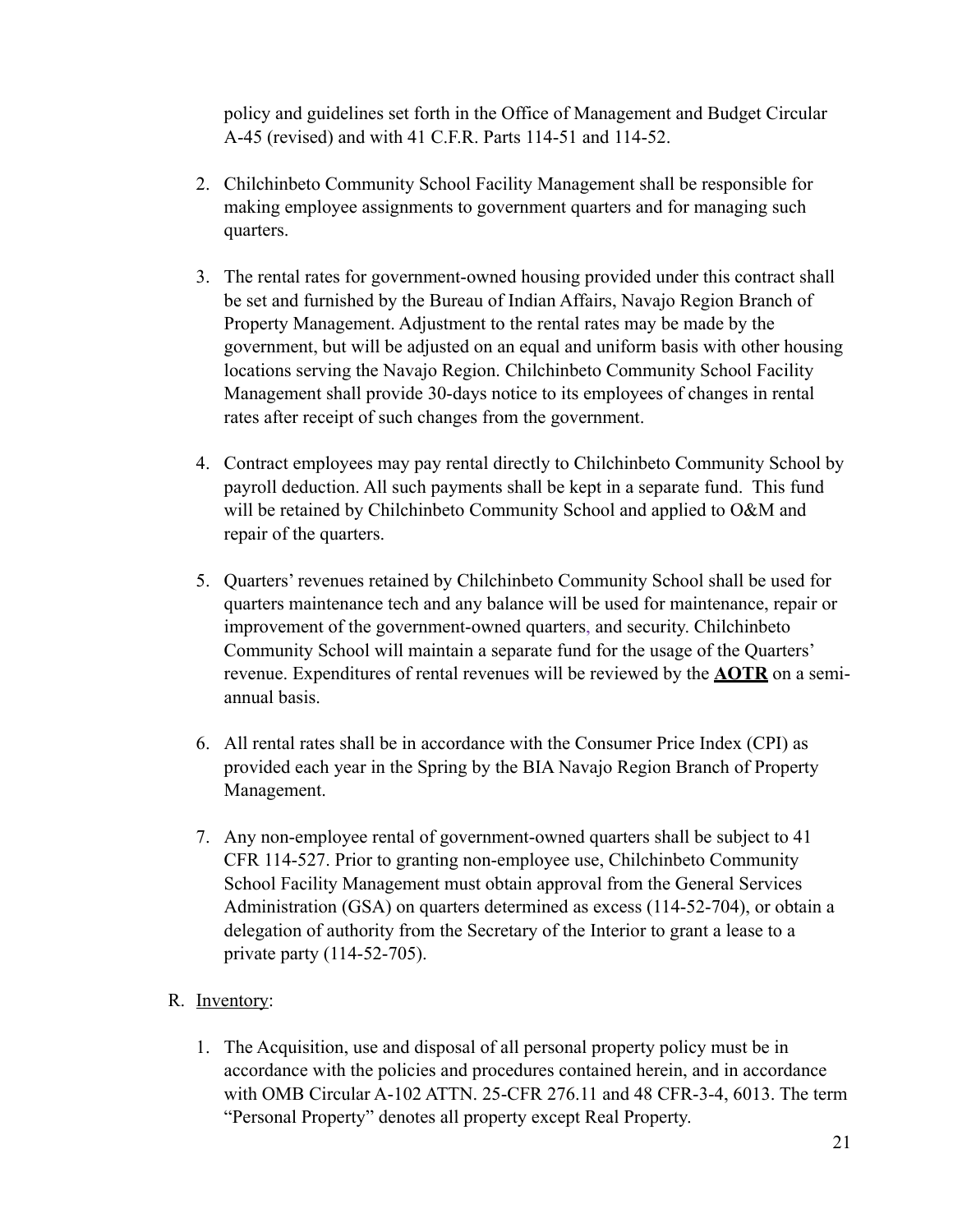policy and guidelines set forth in the Office of Management and Budget Circular A-45 (revised) and with 41 C.F.R. Parts 114-51 and 114-52.

2. Chilchinbeto Community School Facility Management shall be responsible for making employee assignments to government quarters and for managing such quarters.

3. The rental rates for government-owned housing provided under this contract shall be set and furnished by the Bureau of Indian Affairs, Navajo Region Branch of Property Management. Adjustment to the rental rates may be made by the government, but will be adjusted on an equal and uniform basis with other housing locations serving the Navajo Region. Chilchinbeto Community School Facility Management shall provide 30-days notice to its employees of changes in rental rates after receipt of such changes from the government.

4. Contract employees may pay rental directly to Chilchinbeto Community School by payroll deduction. All such payments shall be kept in a separate fund. This fund will be retained by Chilchinbeto Community School and applied to O&M and repair of the quarters.

5. Quarters' revenues retained by Chilchinbeto Community School shall be used for quarters maintenance tech and any balance will be used for maintenance, repair or improvement of the government-owned quarters, and security. Chilchinbeto Community School will maintain a separate fund for the usage of the Quarters' revenue. Expenditures of rental revenues will be reviewed by the **AOTR** on a semi-annual basis.

6. All rental rates shall be in accordance with the Consumer Price Index (CPI) as provided each year in the Spring by the BIA Navajo Region Branch of Property Management.

7. Any non-employee rental of government-owned quarters shall be subject to 41 CFR 114-527. Prior to granting non-employee use, Chilchinbeto Community School Facility Management must obtain approval from the General Services Administration (GSA) on quarters determined as excess (114-52-704), or obtain a delegation of authority from the Secretary of the Interior to grant a lease to a private party (114-52-705).

R. Inventory:

1. The Acquisition, use and disposal of all personal property policy must be in accordance with the policies and procedures contained herein, and in accordance with OMB Circular A-102 ATTN. 25-CFR 276.11 and 48 CFR-3-4, 6013. The term "Personal Property" denotes all property except Real Property.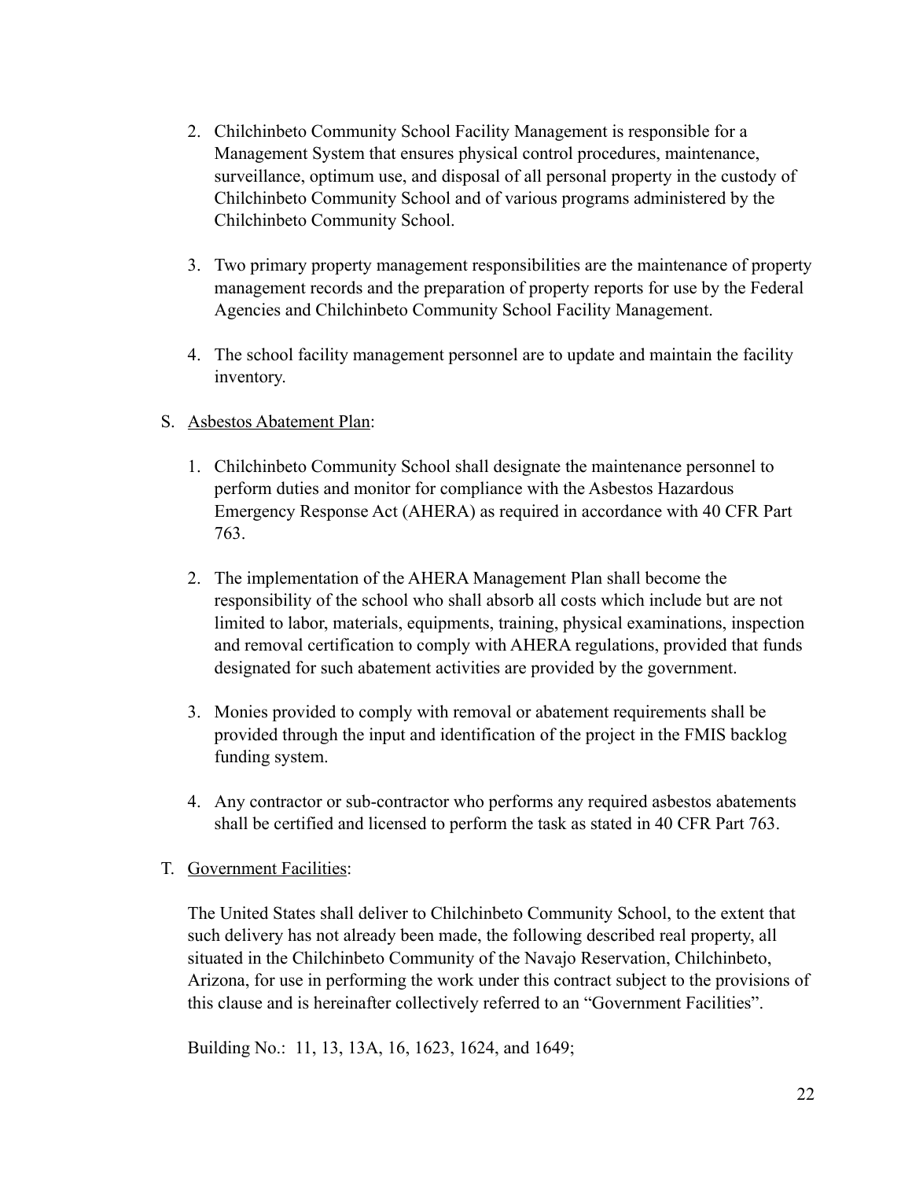2. Chilchinbeto Community School Facility Management is responsible for a Management System that ensures physical control procedures, maintenance, surveillance, optimum use, and disposal of all personal property in the custody of Chilchinbeto Community School and of various programs administered by the Chilchinbeto Community School.

3. Two primary property management responsibilities are the maintenance of property management records and the preparation of property reports for use by the Federal Agencies and Chilchinbeto Community School Facility Management.

4. The school facility management personnel are to update and maintain the facility inventory.

S. <u>Asbestos Abatement Plan</u>:

1. Chilchinbeto Community School shall designate the maintenance personnel to perform duties and monitor for compliance with the Asbestos Hazardous Emergency Response Act (AHERA) as required in accordance with 40 CFR Part 763.

2. The implementation of the AHERA Management Plan shall become the responsibility of the school who shall absorb all costs which include but are not limited to labor, materials, equipments, training, physical examinations, inspection and removal certification to comply with AHERA regulations, provided that funds designated for such abatement activities are provided by the government.

3. Monies provided to comply with removal or abatement requirements shall be provided through the input and identification of the project in the FMIS backlog funding system.

4. Any contractor or sub-contractor who performs any required asbestos abatements shall be certified and licensed to perform the task as stated in 40 CFR Part 763.

T. <u>Government Facilities</u>:

The United States shall deliver to Chilchinbeto Community School, to the extent that such delivery has not already been made, the following described real property, all situated in the Chilchinbeto Community of the Navajo Reservation, Chilchinbeto, Arizona, for use in performing the work under this contract subject to the provisions of this clause and is hereinafter collectively referred to an “Government Facilities”.

Building No.: 11, 13, 13A, 16, 1623, 1624, and 1649;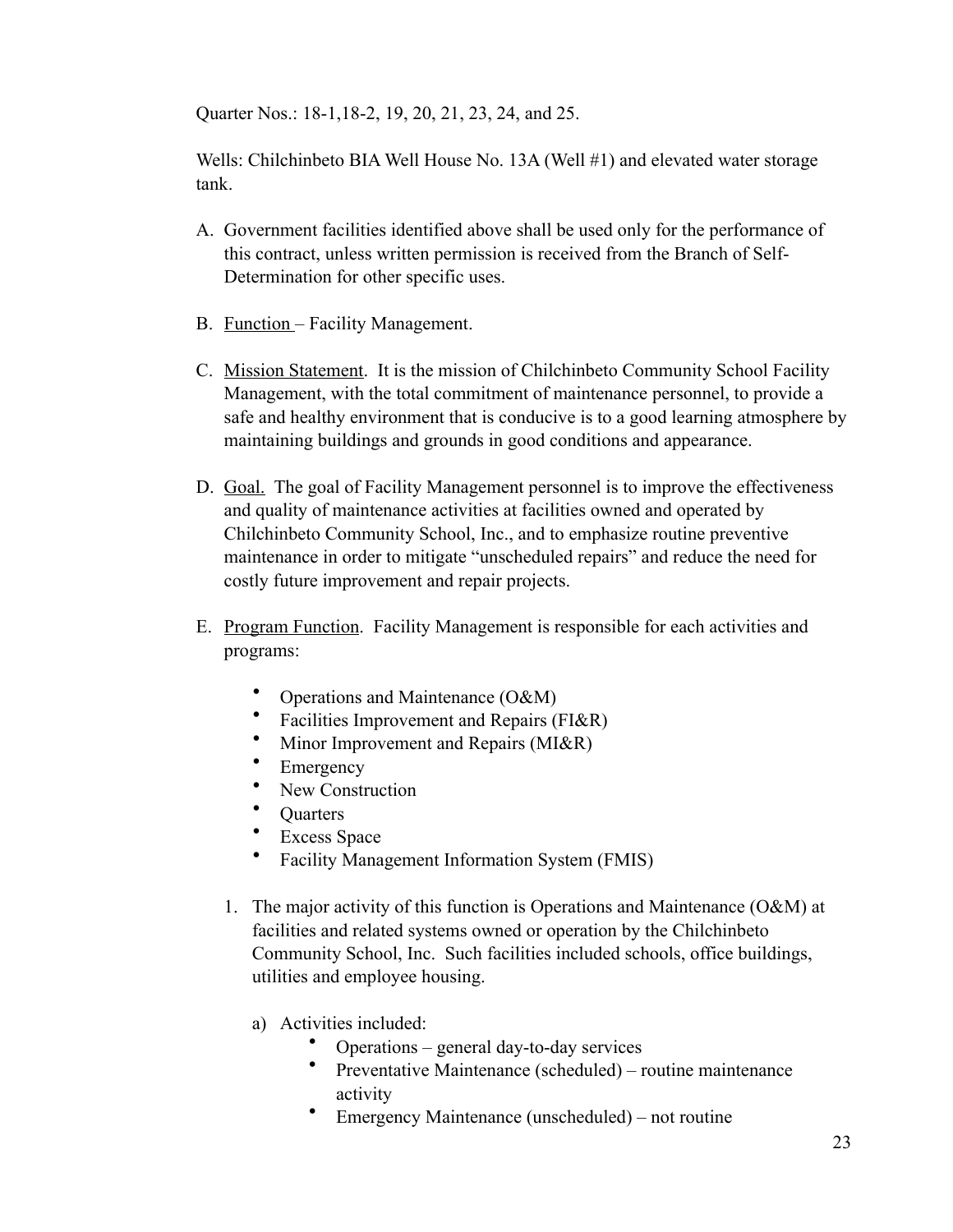Quarter Nos.: 18-1,18-2, 19, 20, 21, 23, 24, and 25.

Wells: Chilchinbeto BIA Well House No. 13A (Well #1) and elevated water storage tank.

A. Government facilities identified above shall be used only for the performance of this contract, unless written permission is received from the Branch of Self-Determination for other specific uses.

B. Function – Facility Management.

C. Mission Statement. It is the mission of Chilchinbeto Community School Facility Management, with the total commitment of maintenance personnel, to provide a safe and healthy environment that is conducive is to a good learning atmosphere by maintaining buildings and grounds in good conditions and appearance.

D. Goal. The goal of Facility Management personnel is to improve the effectiveness and quality of maintenance activities at facilities owned and operated by Chilchinbeto Community School, Inc., and to emphasize routine preventive maintenance in order to mitigate "unscheduled repairs" and reduce the need for costly future improvement and repair projects.

E. Program Function. Facility Management is responsible for each activities and programs:

   - Operations and Maintenance (O&M)
   - Facilities Improvement and Repairs (FI&R)
   - Minor Improvement and Repairs (MI&R)
   - Emergency
   - New Construction
   - Quarters
   - Excess Space
   - Facility Management Information System (FMIS)

   1. The major activity of this function is Operations and Maintenance (O&M) at facilities and related systems owned or operation by the Chilchinbeto Community School, Inc. Such facilities included schools, office buildings, utilities and employee housing.

      a) Activities included:
         - Operations – general day-to-day services
         - Preventative Maintenance (scheduled) – routine maintenance activity
         - Emergency Maintenance (unscheduled) – not routine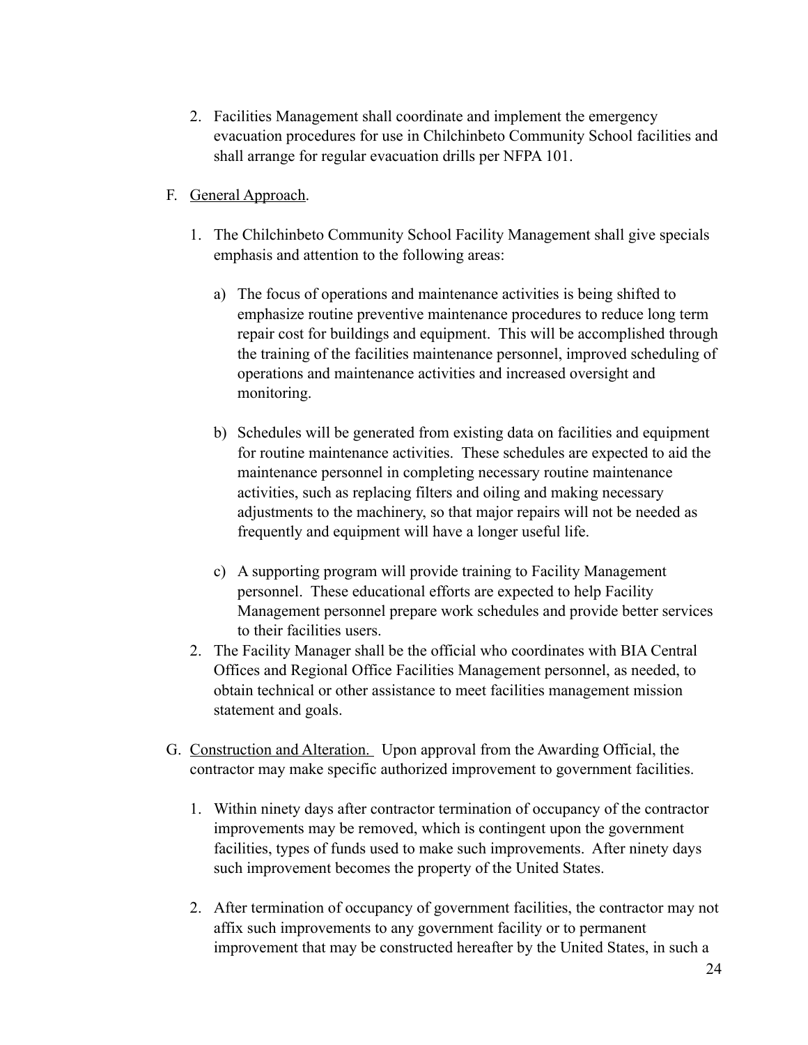2. Facilities Management shall coordinate and implement the emergency evacuation procedures for use in Chilchinbeto Community School facilities and shall arrange for regular evacuation drills per NFPA 101.

F. <u>General Approach</u>.

1. The Chilchinbeto Community School Facility Management shall give specials emphasis and attention to the following areas:

   a) The focus of operations and maintenance activities is being shifted to emphasize routine preventive maintenance procedures to reduce long term repair cost for buildings and equipment. This will be accomplished through the training of the facilities maintenance personnel, improved scheduling of operations and maintenance activities and increased oversight and monitoring.

   b) Schedules will be generated from existing data on facilities and equipment for routine maintenance activities. These schedules are expected to aid the maintenance personnel in completing necessary routine maintenance activities, such as replacing filters and oiling and making necessary adjustments to the machinery, so that major repairs will not be needed as frequently and equipment will have a longer useful life.

   c) A supporting program will provide training to Facility Management personnel. These educational efforts are expected to help Facility Management personnel prepare work schedules and provide better services to their facilities users.

2. The Facility Manager shall be the official who coordinates with BIA Central Offices and Regional Office Facilities Management personnel, as needed, to obtain technical or other assistance to meet facilities management mission statement and goals.

G. <u>Construction and Alteration.</u> Upon approval from the Awarding Official, the contractor may make specific authorized improvement to government facilities.

1. Within ninety days after contractor termination of occupancy of the contractor improvements may be removed, which is contingent upon the government facilities, types of funds used to make such improvements. After ninety days such improvement becomes the property of the United States.

2. After termination of occupancy of government facilities, the contractor may not affix such improvements to any government facility or to permanent improvement that may be constructed hereafter by the United States, in such a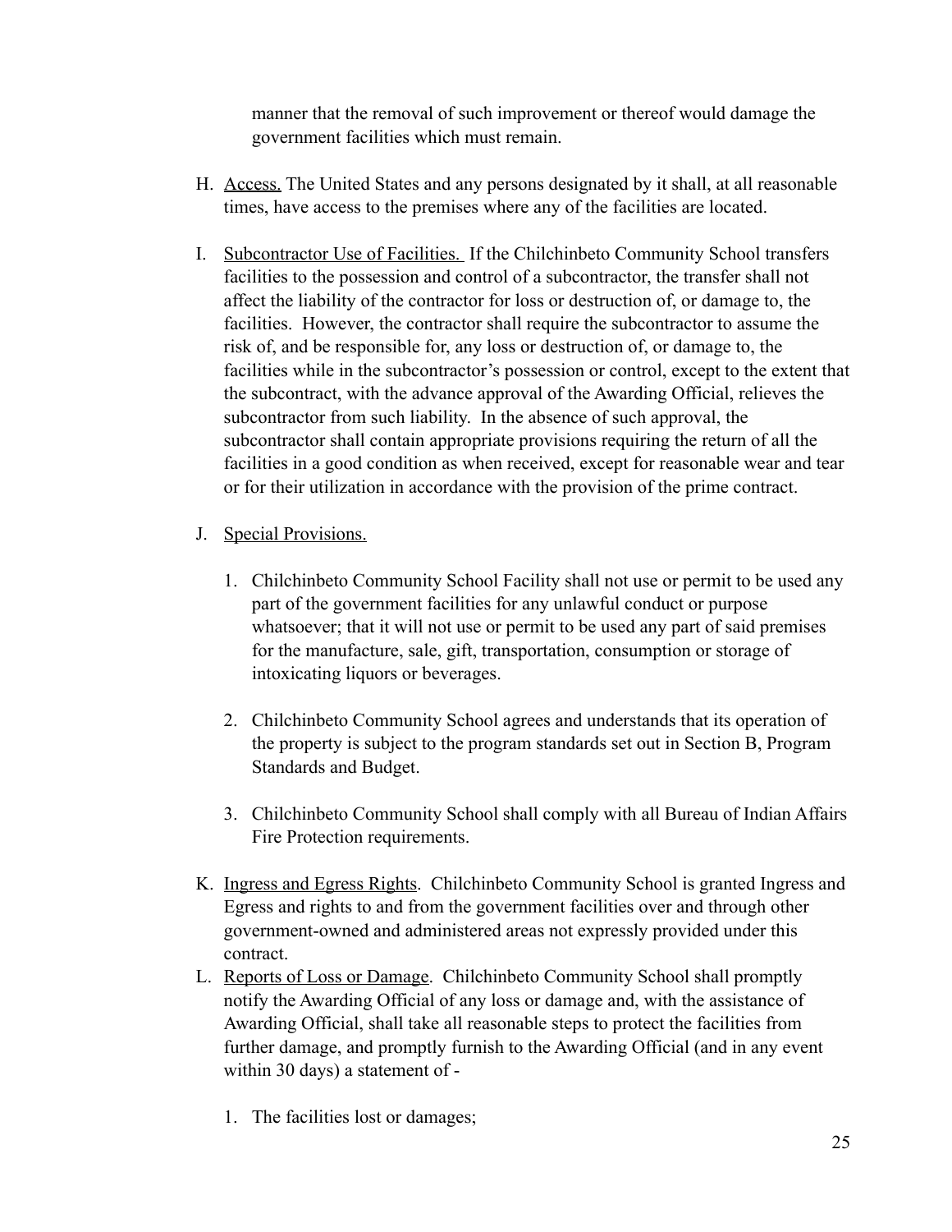manner that the removal of such improvement or thereof would damage the government facilities which must remain.

H. Access. The United States and any persons designated by it shall, at all reasonable times, have access to the premises where any of the facilities are located.

I. Subcontractor Use of Facilities. If the Chilchinbeto Community School transfers facilities to the possession and control of a subcontractor, the transfer shall not affect the liability of the contractor for loss or destruction of, or damage to, the facilities. However, the contractor shall require the subcontractor to assume the risk of, and be responsible for, any loss or destruction of, or damage to, the facilities while in the subcontractor's possession or control, except to the extent that the subcontract, with the advance approval of the Awarding Official, relieves the subcontractor from such liability. In the absence of such approval, the subcontractor shall contain appropriate provisions requiring the return of all the facilities in a good condition as when received, except for reasonable wear and tear or for their utilization in accordance with the provision of the prime contract.

J. Special Provisions.

   1. Chilchinbeto Community School Facility shall not use or permit to be used any part of the government facilities for any unlawful conduct or purpose whatsoever; that it will not use or permit to be used any part of said premises for the manufacture, sale, gift, transportation, consumption or storage of intoxicating liquors or beverages.

   2. Chilchinbeto Community School agrees and understands that its operation of the property is subject to the program standards set out in Section B, Program Standards and Budget.

   3. Chilchinbeto Community School shall comply with all Bureau of Indian Affairs Fire Protection requirements.

K. Ingress and Egress Rights. Chilchinbeto Community School is granted Ingress and Egress and rights to and from the government facilities over and through other government-owned and administered areas not expressly provided under this contract.

L. Reports of Loss or Damage. Chilchinbeto Community School shall promptly notify the Awarding Official of any loss or damage and, with the assistance of Awarding Official, shall take all reasonable steps to protect the facilities from further damage, and promptly furnish to the Awarding Official (and in any event within 30 days) a statement of -

   1. The facilities lost or damages;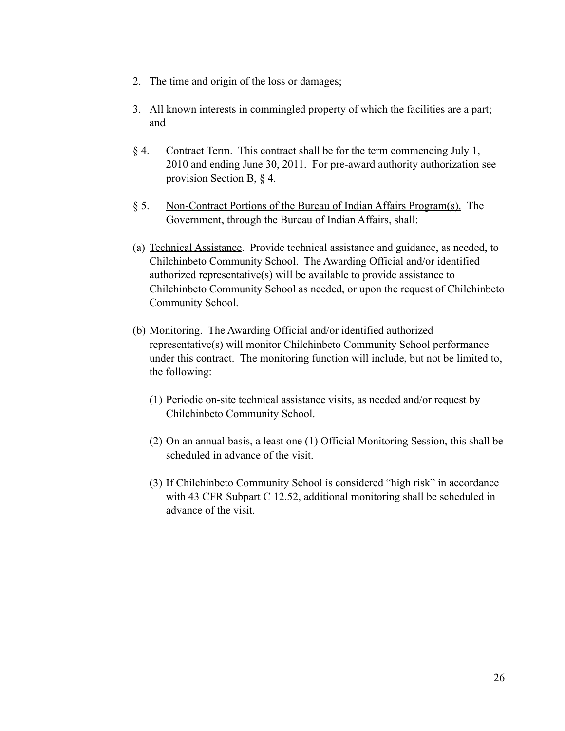2. The time and origin of the loss or damages;

3. All known interests in commingled property of which the facilities are a part; and

§ 4. Contract Term. This contract shall be for the term commencing July 1, 2010 and ending June 30, 2011. For pre-award authority authorization see provision Section B, § 4.

§ 5. Non-Contract Portions of the Bureau of Indian Affairs Program(s). The Government, through the Bureau of Indian Affairs, shall:

(a) Technical Assistance. Provide technical assistance and guidance, as needed, to Chilchinbeto Community School. The Awarding Official and/or identified authorized representative(s) will be available to provide assistance to Chilchinbeto Community School as needed, or upon the request of Chilchinbeto Community School.

(b) Monitoring. The Awarding Official and/or identified authorized representative(s) will monitor Chilchinbeto Community School performance under this contract. The monitoring function will include, but not be limited to, the following:

   (1) Periodic on-site technical assistance visits, as needed and/or request by Chilchinbeto Community School.

   (2) On an annual basis, a least one (1) Official Monitoring Session, this shall be scheduled in advance of the visit.

   (3) If Chilchinbeto Community School is considered "high risk" in accordance with 43 CFR Subpart C 12.52, additional monitoring shall be scheduled in advance of the visit.